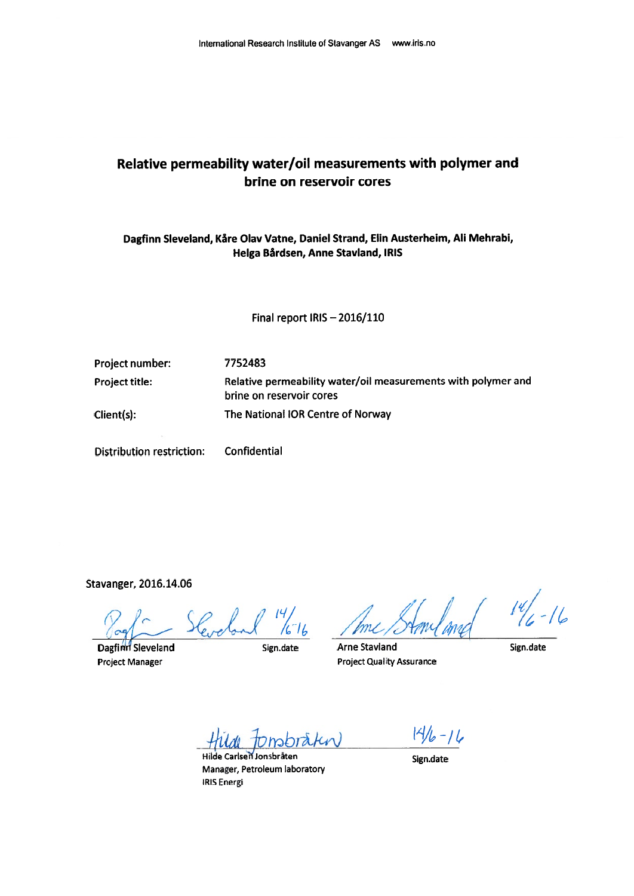International Research Institute of Stavanger AS www.iris.no

# Relative permeability water/oil measurements with polymer and brine on reservoir cores

**Dagfinn Sleveland, Kåre Olav Vatne, Daniel Strand, Elin Austerheim, Ali Mehrabi, Helga Bårdsen, Anne Stavland, IRIS**

Final report IRIS – 2016/110

| | |
|---|---|
| Project number: | 7752483 |
| Project title: | Relative permeability water/oil measurements with polymer and brine on reservoir cores |
| Client(s): | The National IOR Centre of Norway |
| Distribution restriction: | Confidential |

Stavanger, 2016.14.06

| | | | |
|---|---|---|---|
| 14/6-16 | | 14/6-16 | |
| Dagfinn Sleveland<br>Project Manager | Sign.date | Arne Stavland<br>Project Quality Assurance | Sign.date |

| | |
|---|---|
| | 14/6-16 |
| Hilde Carlsen Jonsbråten<br>Manager, Petroleum laboratory<br>IRIS Energi | Sign.date |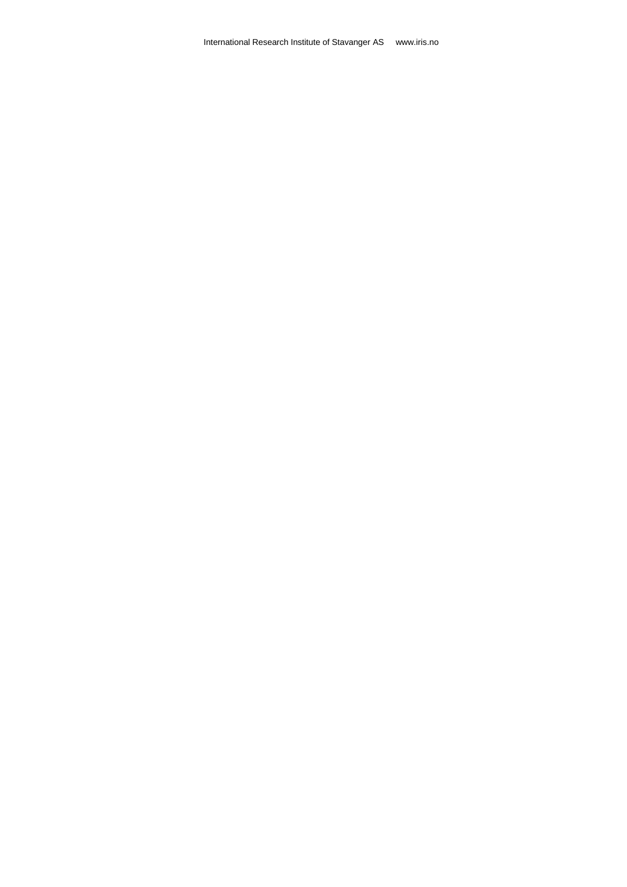International Research Institute of Stavanger AS www.iris.no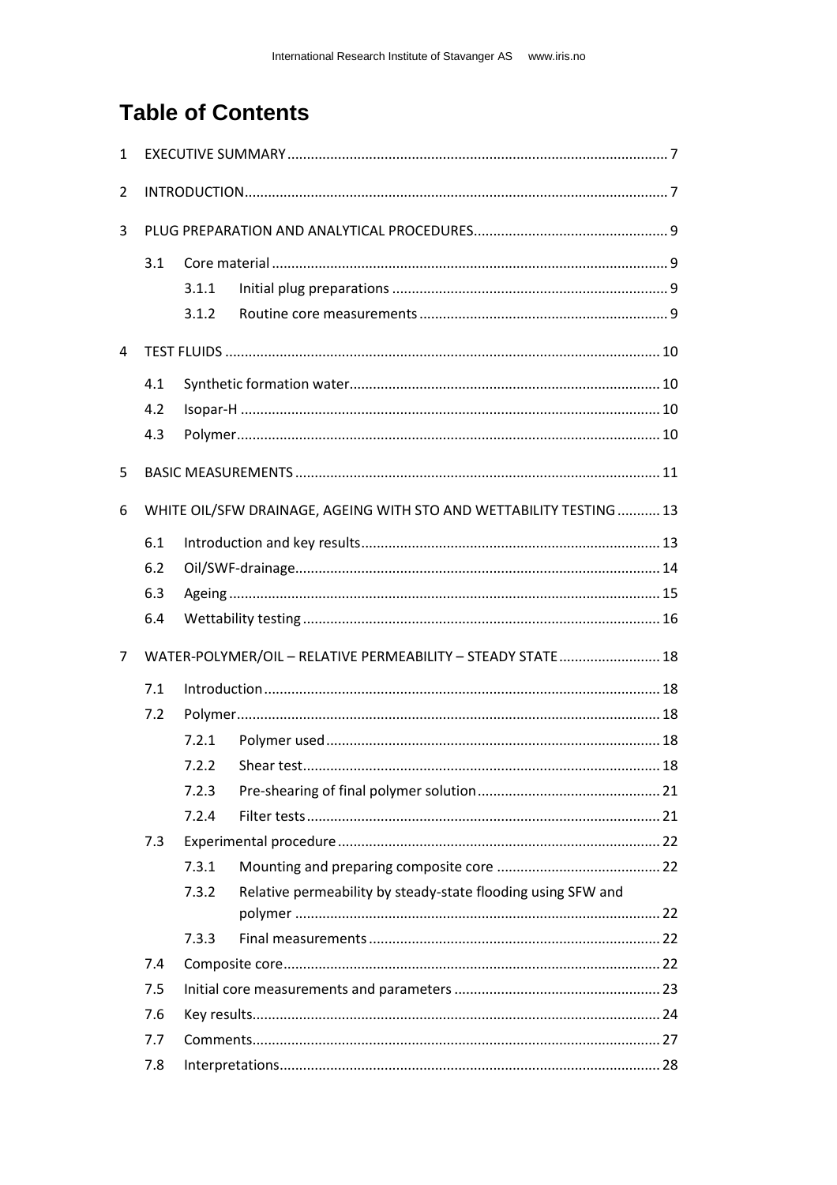# Table of Contents

1 EXECUTIVE SUMMARY ........ 7

2 INTRODUCTION ........ 7

3 PLUG PREPARATION AND ANALYTICAL PROCEDURES ........ 9

- 3.1 Core material ........ 9
  - 3.1.1 Initial plug preparations ........ 9
  - 3.1.2 Routine core measurements ........ 9

4 TEST FLUIDS ........ 10

- 4.1 Synthetic formation water ........ 10
- 4.2 Isopar-H ........ 10
- 4.3 Polymer ........ 10

5 BASIC MEASUREMENTS ........ 11

6 WHITE OIL/SFW DRAINAGE, AGEING WITH STO AND WETTABILITY TESTING ........ 13

- 6.1 Introduction and key results ........ 13
- 6.2 Oil/SWF-drainage ........ 14
- 6.3 Ageing ........ 15
- 6.4 Wettability testing ........ 16

7 WATER-POLYMER/OIL – RELATIVE PERMEABILITY – STEADY STATE ........ 18

- 7.1 Introduction ........ 18
- 7.2 Polymer ........ 18
  - 7.2.1 Polymer used ........ 18
  - 7.2.2 Shear test ........ 18
  - 7.2.3 Pre-shearing of final polymer solution ........ 21
  - 7.2.4 Filter tests ........ 21
- 7.3 Experimental procedure ........ 22
  - 7.3.1 Mounting and preparing composite core ........ 22
  - 7.3.2 Relative permeability by steady-state flooding using SFW and polymer ........ 22
  - 7.3.3 Final measurements ........ 22
- 7.4 Composite core ........ 22
- 7.5 Initial core measurements and parameters ........ 23
- 7.6 Key results ........ 24
- 7.7 Comments ........ 27
- 7.8 Interpretations ........ 28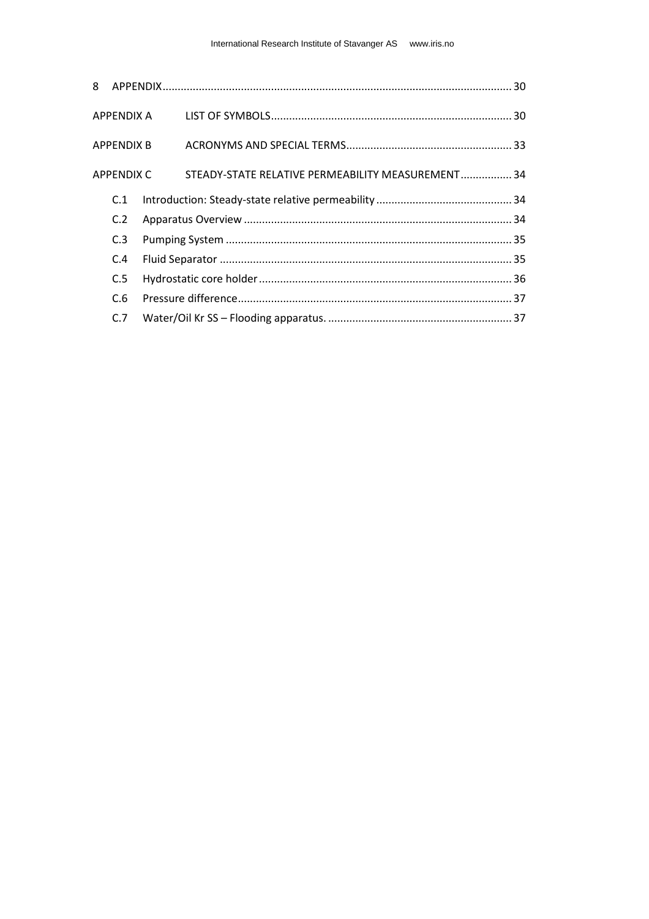8 APPENDIX .......... 30

APPENDIX A LIST OF SYMBOLS .......... 30

APPENDIX B ACRONYMS AND SPECIAL TERMS .......... 33

APPENDIX C STEADY-STATE RELATIVE PERMEABILITY MEASUREMENT .......... 34

- C.1 Introduction: Steady-state relative permeability .......... 34
- C.2 Apparatus Overview .......... 34
- C.3 Pumping System .......... 35
- C.4 Fluid Separator .......... 35
- C.5 Hydrostatic core holder .......... 36
- C.6 Pressure difference .......... 37
- C.7 Water/Oil Kr SS – Flooding apparatus. .......... 37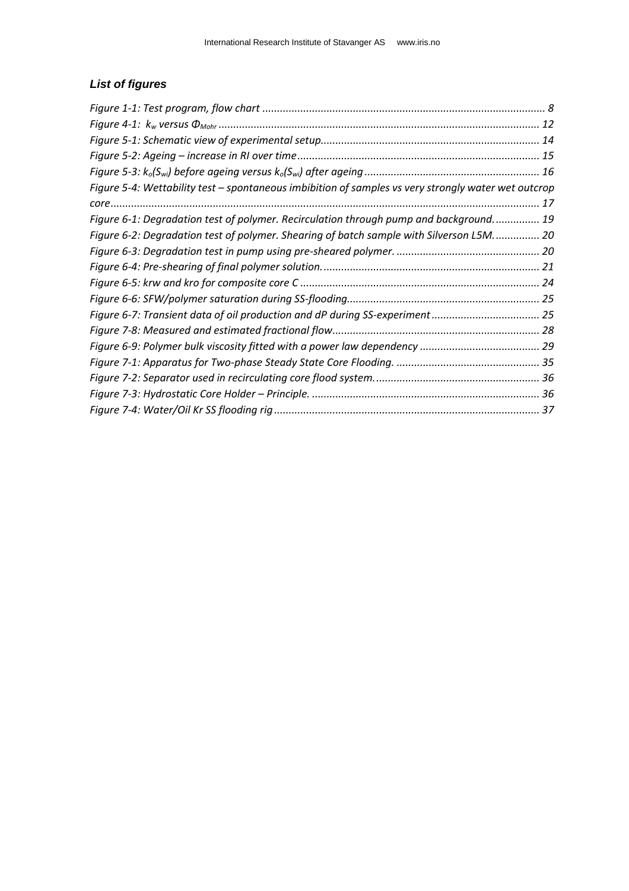## *List of figures*

*Figure 1-1: Test program, flow chart* ........ 8
*Figure 4-1: $k_w$ versus $\Phi_{Mohr}$* ........ 12
*Figure 5-1: Schematic view of experimental setup.* ........ 14
*Figure 5-2: Ageing – increase in RI over time* ........ 15
*Figure 5-3: $k_o(S_{wi})$ before ageing versus $k_o(S_{wi})$ after ageing* ........ 16
*Figure 5-4: Wettability test – spontaneous imbibition of samples vs very strongly water wet outcrop core* ........ 17
*Figure 6-1: Degradation test of polymer. Recirculation through pump and background.* ........ 19
*Figure 6-2: Degradation test of polymer. Shearing of batch sample with Silverson L5M.* ........ 20
*Figure 6-3: Degradation test in pump using pre-sheared polymer.* ........ 20
*Figure 6-4: Pre-shearing of final polymer solution.* ........ 21
*Figure 6-5: krw and kro for composite core C* ........ 24
*Figure 6-6: SFW/polymer saturation during SS-flooding.* ........ 25
*Figure 6-7: Transient data of oil production and dP during SS-experiment* ........ 25
*Figure 7-8: Measured and estimated fractional flow.* ........ 28
*Figure 6-9: Polymer bulk viscosity fitted with a power law dependency* ........ 29
*Figure 7-1: Apparatus for Two-phase Steady State Core Flooding.* ........ 35
*Figure 7-2: Separator used in recirculating core flood system.* ........ 36
*Figure 7-3: Hydrostatic Core Holder – Principle.* ........ 36
*Figure 7-4: Water/Oil Kr SS flooding rig* ........ 37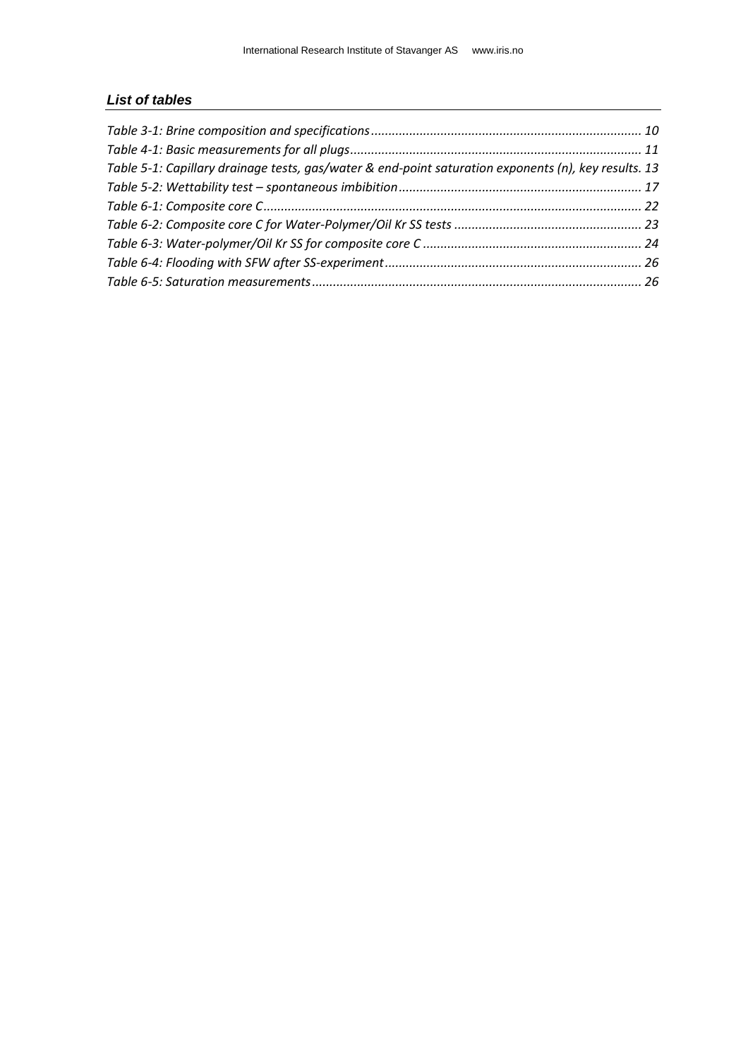## *List of tables*

*Table 3-1: Brine composition and specifications ..... 10*
*Table 4-1: Basic measurements for all plugs ..... 11*
*Table 5-1: Capillary drainage tests, gas/water & end-point saturation exponents (n), key results. 13*
*Table 5-2: Wettability test – spontaneous imbibition ..... 17*
*Table 6-1: Composite core C ..... 22*
*Table 6-2: Composite core C for Water-Polymer/Oil Kr SS tests ..... 23*
*Table 6-3: Water-polymer/Oil Kr SS for composite core C ..... 24*
*Table 6-4: Flooding with SFW after SS-experiment ..... 26*
*Table 6-5: Saturation measurements ..... 26*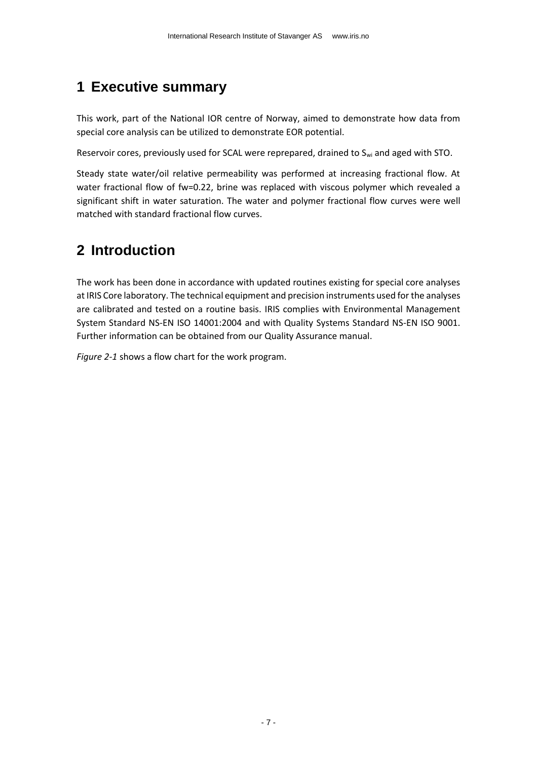# 1 Executive summary

This work, part of the National IOR centre of Norway, aimed to demonstrate how data from special core analysis can be utilized to demonstrate EOR potential.

Reservoir cores, previously used for SCAL were reprepared, drained to $S_{wi}$ and aged with STO.

Steady state water/oil relative permeability was performed at increasing fractional flow. At water fractional flow of fw=0.22, brine was replaced with viscous polymer which revealed a significant shift in water saturation. The water and polymer fractional flow curves were well matched with standard fractional flow curves.

# 2 Introduction

The work has been done in accordance with updated routines existing for special core analyses at IRIS Core laboratory. The technical equipment and precision instruments used for the analyses are calibrated and tested on a routine basis. IRIS complies with Environmental Management System Standard NS-EN ISO 14001:2004 and with Quality Systems Standard NS-EN ISO 9001. Further information can be obtained from our Quality Assurance manual.

*Figure 2-1* shows a flow chart for the work program.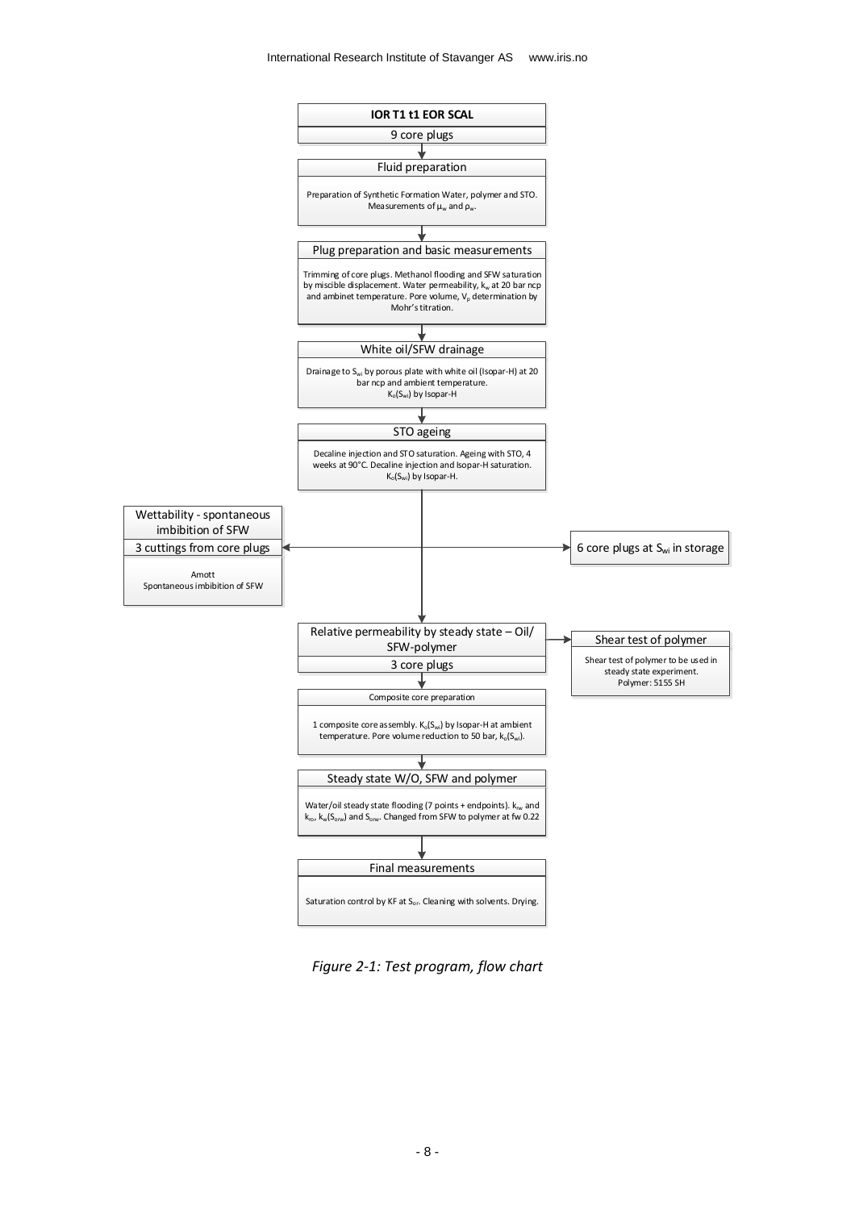**IOR T1 t1 EOR SCAL**

9 core plugs

↓

**Fluid preparation**

Preparation of Synthetic Formation Water, polymer and STO. Measurements of $\mu_w$ and $\rho_w$.

↓

**Plug preparation and basic measurements**

Trimming of core plugs. Methanol flooding and SFW saturation by miscible displacement. Water permeability, $k_w$ at 20 bar ncp and ambinet temperature. Pore volume, $V_p$ determination by Mohr's titration.

↓

**White oil/SFW drainage**

Drainage to $S_{wi}$ by porous plate with white oil (Isopar-H) at 20 bar ncp and ambient temperature. $K_o(S_{wi})$ by Isopar-H

↓

**STO ageing**

Decaline injection and STO saturation. Ageing with STO, 4 weeks at 90°C. Decaline injection and Isopar-H saturation. $K_o(S_{wi})$ by Isopar-H.

↓

**Wettability - spontaneous imbibition of SFW** (3 cuttings from core plugs)

Amott
Spontaneous imbibition of SFW

**6 core plugs at $S_{wi}$ in storage**

↓

**Relative permeability by steady state – Oil/SFW-polymer**

3 core plugs

→ **Shear test of polymer**: Shear test of polymer to be used in steady state experiment. Polymer: 5155 SH

↓

**Composite core preparation**

1 composite core assembly. $K_o(S_{wi})$ by Isopar-H at ambient temperature. Pore volume reduction to 50 bar, $k_o(S_{wi})$.

↓

**Steady state W/O, SFW and polymer**

Water/oil steady state flooding (7 points + endpoints). $k_{rw}$ and $k_{ro}$, $k_w(S_{orw})$ and $S_{orw}$. Changed from SFW to polymer at fw 0.22

↓

**Final measurements**

Saturation control by KF at $S_{or}$. Cleaning with solvents. Drying.

*Figure 2-1: Test program, flow chart*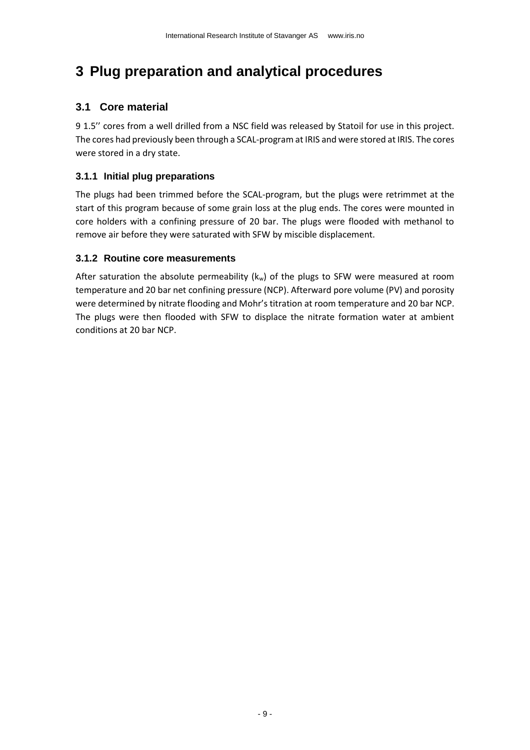# 3 Plug preparation and analytical procedures

## 3.1 Core material

9 1.5'' cores from a well drilled from a NSC field was released by Statoil for use in this project. The cores had previously been through a SCAL-program at IRIS and were stored at IRIS. The cores were stored in a dry state.

### 3.1.1 Initial plug preparations

The plugs had been trimmed before the SCAL-program, but the plugs were retrimmet at the start of this program because of some grain loss at the plug ends. The cores were mounted in core holders with a confining pressure of 20 bar. The plugs were flooded with methanol to remove air before they were saturated with SFW by miscible displacement.

### 3.1.2 Routine core measurements

After saturation the absolute permeability ($k_w$) of the plugs to SFW were measured at room temperature and 20 bar net confining pressure (NCP). Afterward pore volume (PV) and porosity were determined by nitrate flooding and Mohr's titration at room temperature and 20 bar NCP. The plugs were then flooded with SFW to displace the nitrate formation water at ambient conditions at 20 bar NCP.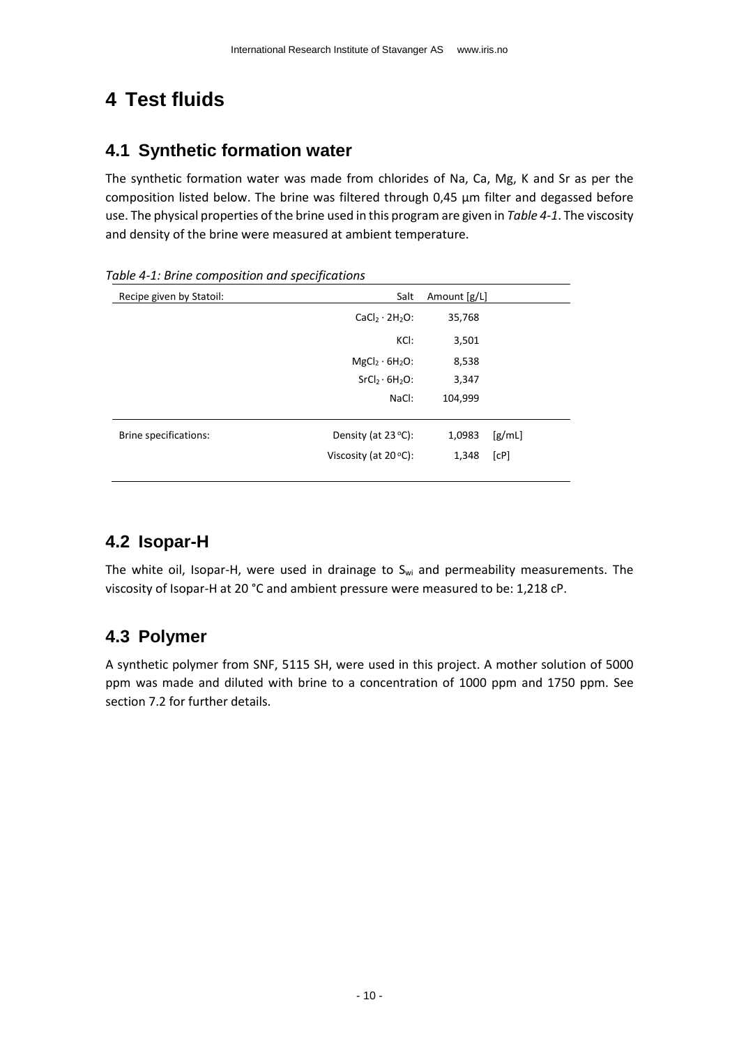# 4 Test fluids

## 4.1 Synthetic formation water

The synthetic formation water was made from chlorides of Na, Ca, Mg, K and Sr as per the composition listed below. The brine was filtered through 0,45 µm filter and degassed before use. The physical properties of the brine used in this program are given in *Table 4-1*. The viscosity and density of the brine were measured at ambient temperature.

*Table 4-1: Brine composition and specifications*

| Recipe given by Statoil: | Salt | Amount [g/L] | |
|---|---|---|---|
| | $CaCl_2 \cdot 2H_2O$: | 35,768 | |
| | KCl: | 3,501 | |
| | $MgCl_2 \cdot 6H_2O$: | 8,538 | |
| | $SrCl_2 \cdot 6H_2O$: | 3,347 | |
| | NaCl: | 104,999 | |
| Brine specifications: | Density (at 23 °C): | 1,0983 | [g/mL] |
| | Viscosity (at 20 °C): | 1,348 | [cP] |

## 4.2 Isopar-H

The white oil, Isopar-H, were used in drainage to $S_{wi}$ and permeability measurements. The viscosity of Isopar-H at 20 °C and ambient pressure were measured to be: 1,218 cP.

## 4.3 Polymer

A synthetic polymer from SNF, 5115 SH, were used in this project. A mother solution of 5000 ppm was made and diluted with brine to a concentration of 1000 ppm and 1750 ppm. See section 7.2 for further details.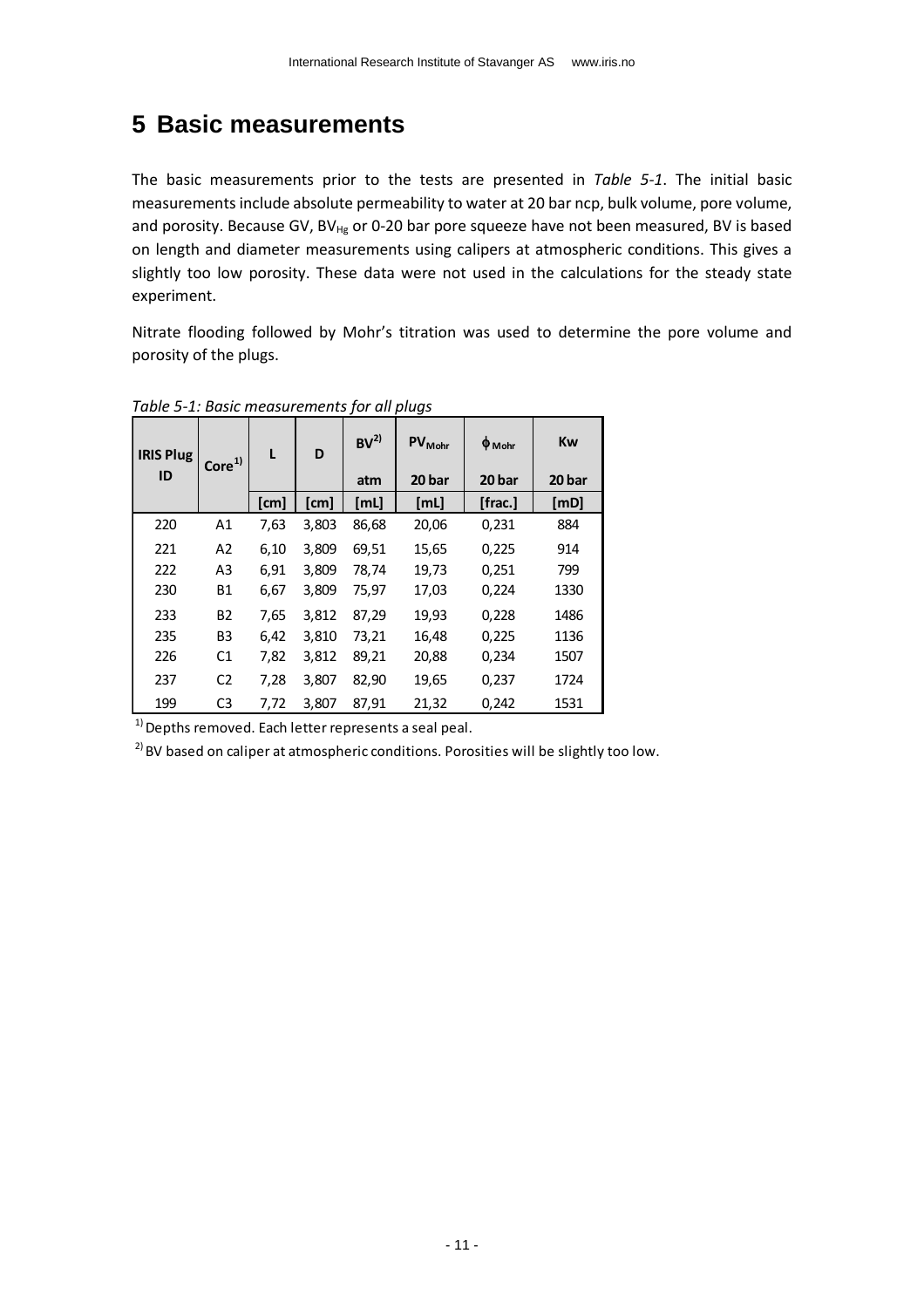# 5 Basic measurements

The basic measurements prior to the tests are presented in *Table 5-1*. The initial basic measurements include absolute permeability to water at 20 bar ncp, bulk volume, pore volume, and porosity. Because GV, $BV_{Hg}$ or 0-20 bar pore squeeze have not been measured, BV is based on length and diameter measurements using calipers at atmospheric conditions. This gives a slightly too low porosity. These data were not used in the calculations for the steady state experiment.

Nitrate flooding followed by Mohr's titration was used to determine the pore volume and porosity of the plugs.

*Table 5-1: Basic measurements for all plugs*

| IRIS Plug ID | Core[1] | L | D | BV[2] | $PV_{Mohr}$ | $\phi_{Mohr}$ | Kw |
|---|---|---|---|---|---|---|---|
| | | | | atm | 20 bar | 20 bar | 20 bar |
| | | [cm] | [cm] | [mL] | [mL] | [frac.] | [mD] |
| 220 | A1 | 7,63 | 3,803 | 86,68 | 20,06 | 0,231 | 884 |
| 221 | A2 | 6,10 | 3,809 | 69,51 | 15,65 | 0,225 | 914 |
| 222 | A3 | 6,91 | 3,809 | 78,74 | 19,73 | 0,251 | 799 |
| 230 | B1 | 6,67 | 3,809 | 75,97 | 17,03 | 0,224 | 1330 |
| 233 | B2 | 7,65 | 3,812 | 87,29 | 19,93 | 0,228 | 1486 |
| 235 | B3 | 6,42 | 3,810 | 73,21 | 16,48 | 0,225 | 1136 |
| 226 | C1 | 7,82 | 3,812 | 89,21 | 20,88 | 0,234 | 1507 |
| 237 | C2 | 7,28 | 3,807 | 82,90 | 19,65 | 0,237 | 1724 |
| 199 | C3 | 7,72 | 3,807 | 87,91 | 21,32 | 0,242 | 1531 |

[1] Depths removed. Each letter represents a seal peal.

[2] BV based on caliper at atmospheric conditions. Porosities will be slightly too low.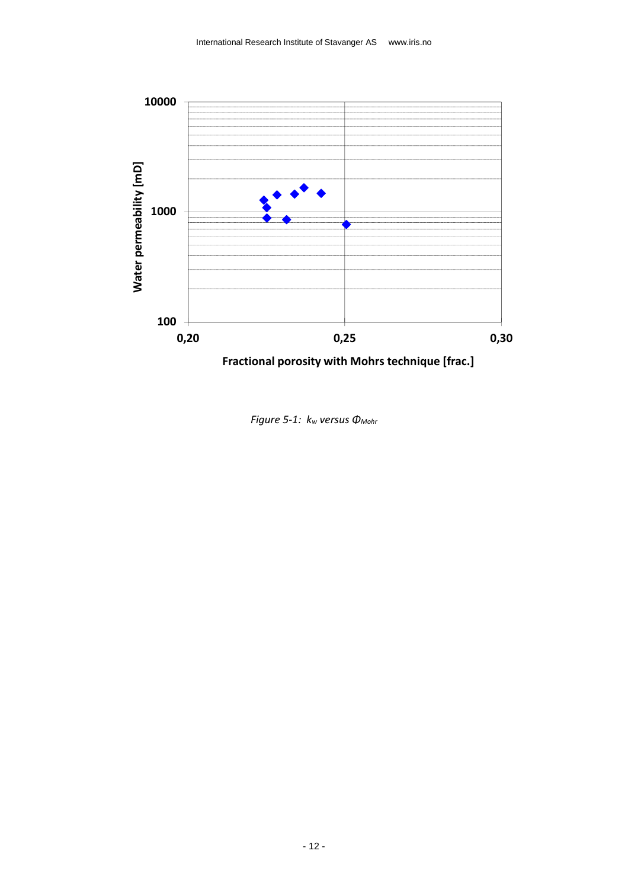*Figure 5-1: $k_w$ versus $\Phi_{Mohr}$*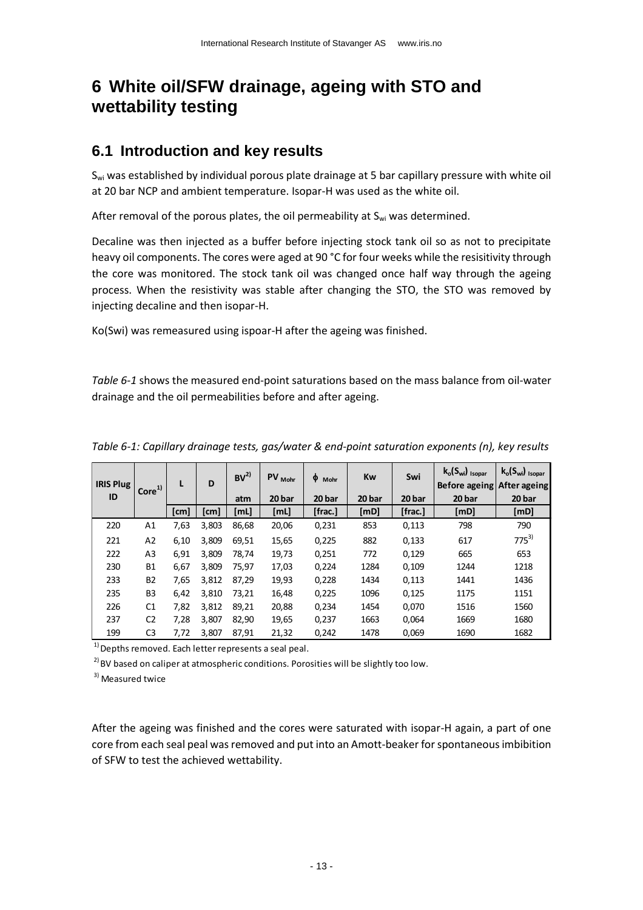# 6 White oil/SFW drainage, ageing with STO and wettability testing

## 6.1 Introduction and key results

$S_{wi}$ was established by individual porous plate drainage at 5 bar capillary pressure with white oil at 20 bar NCP and ambient temperature. Isopar-H was used as the white oil.

After removal of the porous plates, the oil permeability at $S_{wi}$ was determined.

Decaline was then injected as a buffer before injecting stock tank oil so as not to precipitate heavy oil components. The cores were aged at 90 °C for four weeks while the resisitivity through the core was monitored. The stock tank oil was changed once half way through the ageing process. When the resistivity was stable after changing the STO, the STO was removed by injecting decaline and then isopar-H.

Ko(Swi) was remeasured using ispoar-H after the ageing was finished.

*Table 6-1* shows the measured end-point saturations based on the mass balance from oil-water drainage and the oil permeabilities before and after ageing.

*Table 6-1: Capillary drainage tests, gas/water & end-point saturation exponents (n), key results*

| IRIS Plug ID | Core[1] | L | D | BV[2] | PV Mohr | $\phi$ Mohr | Kw | Swi | $k_o(S_{wi})$ Isopar Before ageing | $k_o(S_{wi})$ Isopar After ageing |
|---|---|---|---|---|---|---|---|---|---|---|
| | | | | atm | 20 bar | 20 bar | 20 bar | 20 bar | 20 bar | 20 bar |
| | | [cm] | [cm] | [mL] | [mL] | [frac.] | [mD] | [frac.] | [mD] | [mD] |
| 220 | A1 | 7,63 | 3,803 | 86,68 | 20,06 | 0,231 | 853 | 0,113 | 798 | 790 |
| 221 | A2 | 6,10 | 3,809 | 69,51 | 15,65 | 0,225 | 882 | 0,133 | 617 | 775[3] |
| 222 | A3 | 6,91 | 3,809 | 78,74 | 19,73 | 0,251 | 772 | 0,129 | 665 | 653 |
| 230 | B1 | 6,67 | 3,809 | 75,97 | 17,03 | 0,224 | 1284 | 0,109 | 1244 | 1218 |
| 233 | B2 | 7,65 | 3,812 | 87,29 | 19,93 | 0,228 | 1434 | 0,113 | 1441 | 1436 |
| 235 | B3 | 6,42 | 3,810 | 73,21 | 16,48 | 0,225 | 1096 | 0,125 | 1175 | 1151 |
| 226 | C1 | 7,82 | 3,812 | 89,21 | 20,88 | 0,234 | 1454 | 0,070 | 1516 | 1560 |
| 237 | C2 | 7,28 | 3,807 | 82,90 | 19,65 | 0,237 | 1663 | 0,064 | 1669 | 1680 |
| 199 | C3 | 7,72 | 3,807 | 87,91 | 21,32 | 0,242 | 1478 | 0,069 | 1690 | 1682 |

[1] Depths removed. Each letter represents a seal peal.

[2] BV based on caliper at atmospheric conditions. Porosities will be slightly too low.

[3] Measured twice

After the ageing was finished and the cores were saturated with isopar-H again, a part of one core from each seal peal was removed and put into an Amott-beaker for spontaneous imbibition of SFW to test the achieved wettability.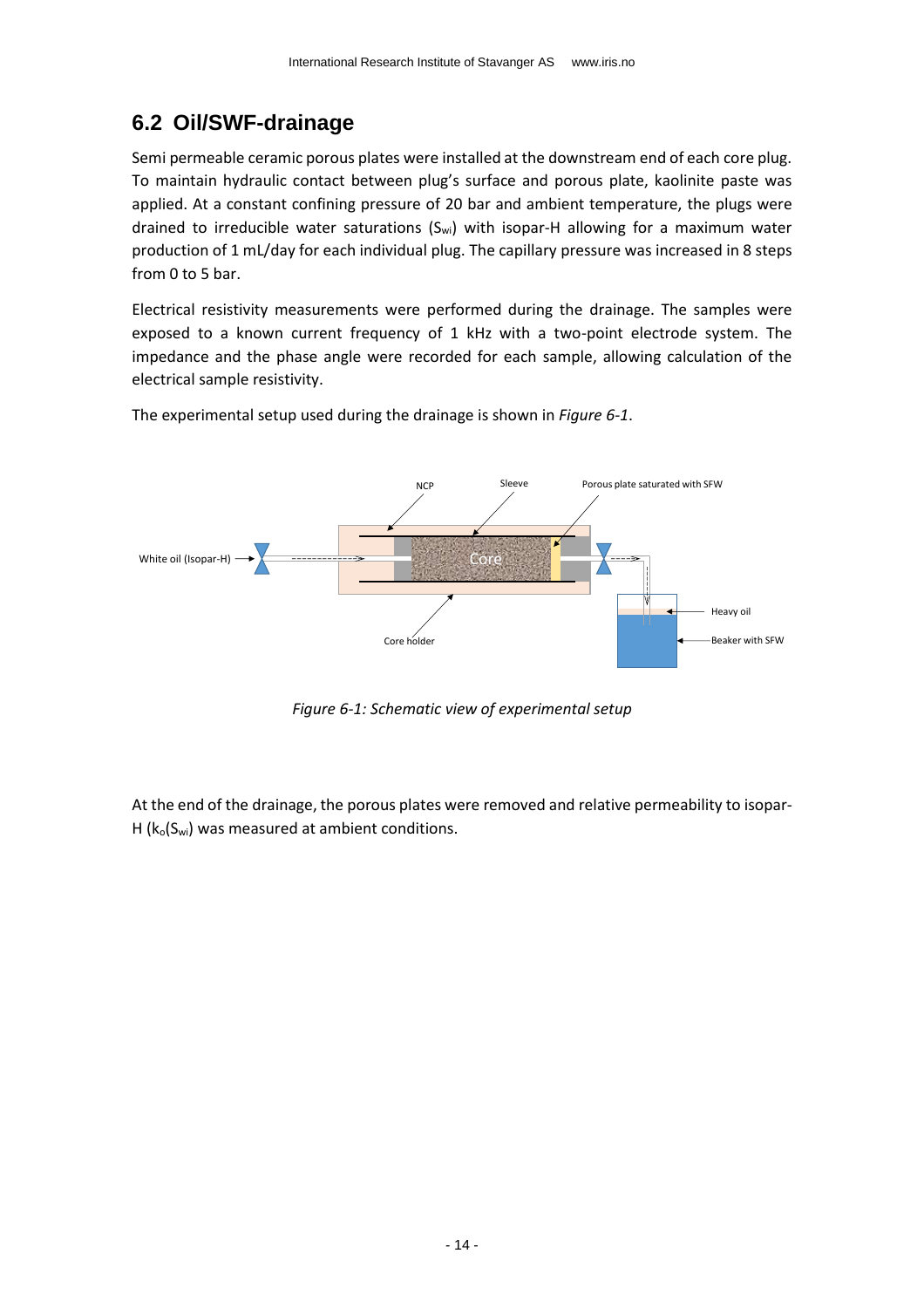## 6.2 Oil/SWF-drainage

Semi permeable ceramic porous plates were installed at the downstream end of each core plug. To maintain hydraulic contact between plug's surface and porous plate, kaolinite paste was applied. At a constant confining pressure of 20 bar and ambient temperature, the plugs were drained to irreducible water saturations ($S_{wi}$) with isopar-H allowing for a maximum water production of 1 mL/day for each individual plug. The capillary pressure was increased in 8 steps from 0 to 5 bar.

Electrical resistivity measurements were performed during the drainage. The samples were exposed to a known current frequency of 1 kHz with a two-point electrode system. The impedance and the phase angle were recorded for each sample, allowing calculation of the electrical sample resistivity.

The experimental setup used during the drainage is shown in *Figure 6-1*.

*Figure 6-1: Schematic view of experimental setup*

At the end of the drainage, the porous plates were removed and relative permeability to isopar-H ($k_o(S_{wi})$) was measured at ambient conditions.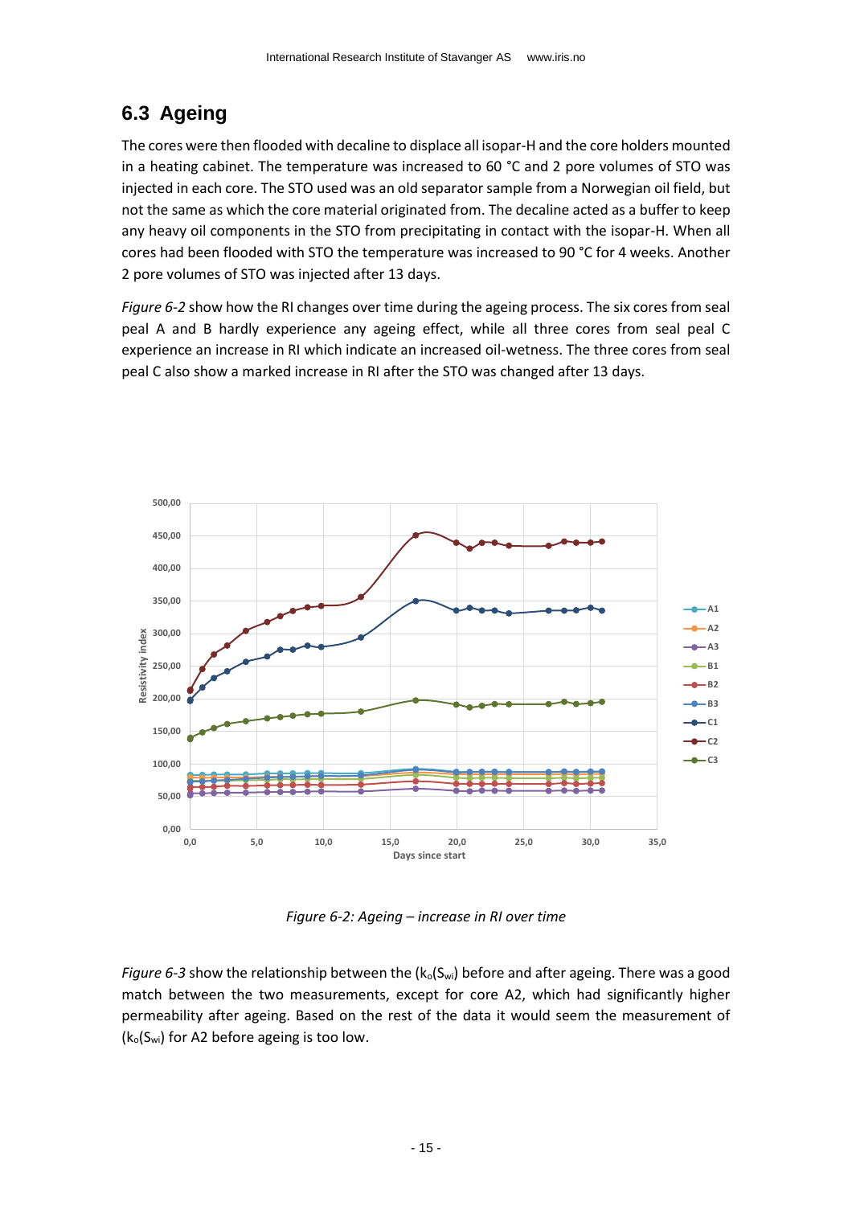## 6.3 Ageing

The cores were then flooded with decaline to displace all isopar-H and the core holders mounted in a heating cabinet. The temperature was increased to 60 °C and 2 pore volumes of STO was injected in each core. The STO used was an old separator sample from a Norwegian oil field, but not the same as which the core material originated from. The decaline acted as a buffer to keep any heavy oil components in the STO from precipitating in contact with the isopar-H. When all cores had been flooded with STO the temperature was increased to 90 °C for 4 weeks. Another 2 pore volumes of STO was injected after 13 days.

*Figure 6-2* show how the RI changes over time during the ageing process. The six cores from seal peal A and B hardly experience any ageing effect, while all three cores from seal peal C experience an increase in RI which indicate an increased oil-wetness. The three cores from seal peal C also show a marked increase in RI after the STO was changed after 13 days.

*Figure 6-2: Ageing – increase in RI over time*

*Figure 6-3* show the relationship between the ($k_o(S_{wi})$) before and after ageing. There was a good match between the two measurements, except for core A2, which had significantly higher permeability after ageing. Based on the rest of the data it would seem the measurement of ($k_o(S_{wi})$) for A2 before ageing is too low.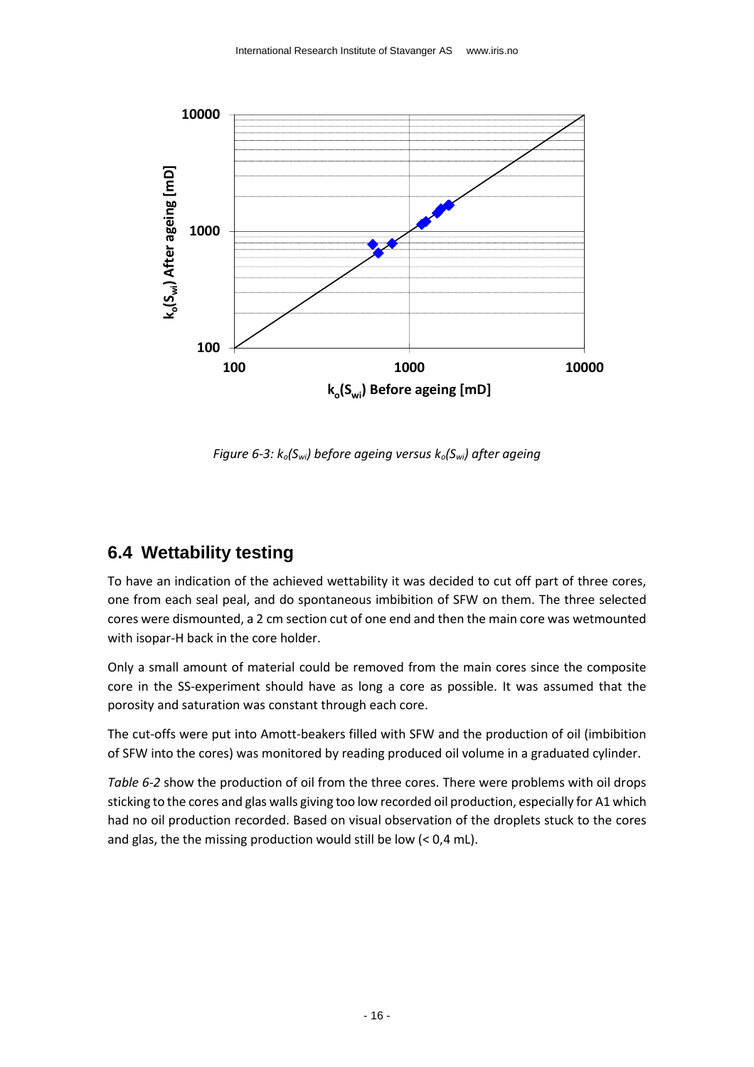Figure 6-3: $k_o(S_{wi})$ before ageing versus $k_o(S_{wi})$ after ageing

## 6.4 Wettability testing

To have an indication of the achieved wettability it was decided to cut off part of three cores, one from each seal peal, and do spontaneous imbibition of SFW on them. The three selected cores were dismounted, a 2 cm section cut of one end and then the main core was wetmounted with isopar-H back in the core holder.

Only a small amount of material could be removed from the main cores since the composite core in the SS-experiment should have as long a core as possible. It was assumed that the porosity and saturation was constant through each core.

The cut-offs were put into Amott-beakers filled with SFW and the production of oil (imbibition of SFW into the cores) was monitored by reading produced oil volume in a graduated cylinder.

*Table 6-2* show the production of oil from the three cores. There were problems with oil drops sticking to the cores and glas walls giving too low recorded oil production, especially for A1 which had no oil production recorded. Based on visual observation of the droplets stuck to the cores and glas, the the missing production would still be low (< 0,4 mL).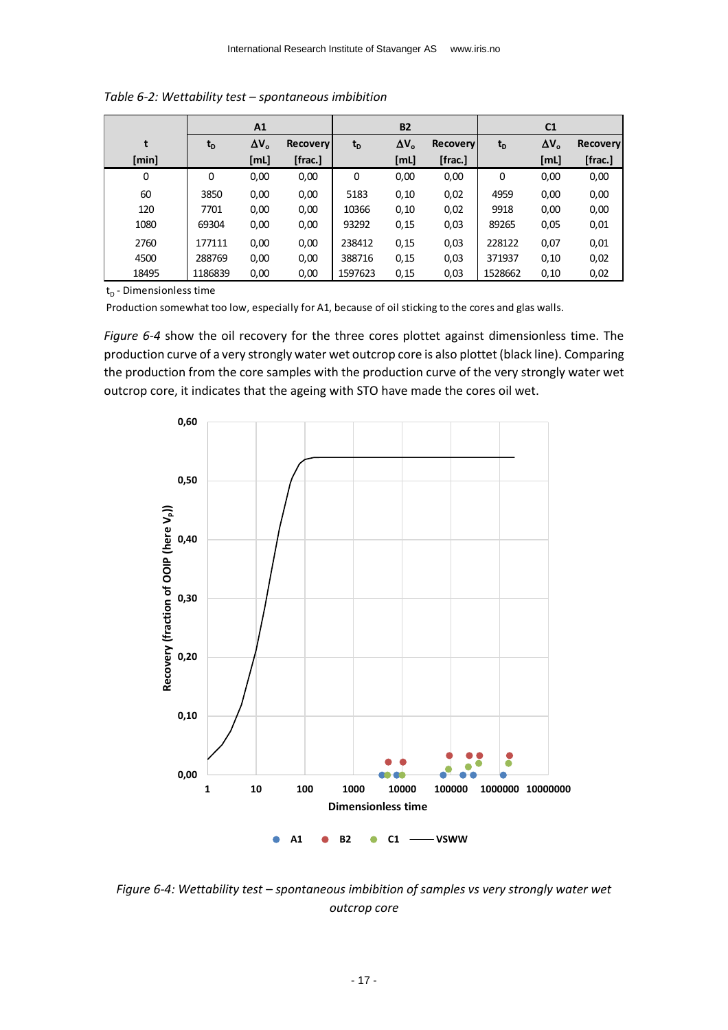*Table 6-2: Wettability test – spontaneous imbibition*

| t | A1 | | | B2 | | | C1 | | |
|---|---|---|---|---|---|---|---|---|---|
| [min] | $t_D$ | $\Delta V_o$ [mL] | Recovery [frac.] | $t_D$ | $\Delta V_o$ [mL] | Recovery [frac.] | $t_D$ | $\Delta V_o$ [mL] | Recovery [frac.] |
| 0 | 0 | 0,00 | 0,00 | 0 | 0,00 | 0,00 | 0 | 0,00 | 0,00 |
| 60 | 3850 | 0,00 | 0,00 | 5183 | 0,10 | 0,02 | 4959 | 0,00 | 0,00 |
| 120 | 7701 | 0,00 | 0,00 | 10366 | 0,10 | 0,02 | 9918 | 0,00 | 0,00 |
| 1080 | 69304 | 0,00 | 0,00 | 93292 | 0,15 | 0,03 | 89265 | 0,05 | 0,01 |
| 2760 | 177111 | 0,00 | 0,00 | 238412 | 0,15 | 0,03 | 228122 | 0,07 | 0,01 |
| 4500 | 288769 | 0,00 | 0,00 | 388716 | 0,15 | 0,03 | 371937 | 0,10 | 0,02 |
| 18495 | 1186839 | 0,00 | 0,00 | 1597623 | 0,15 | 0,03 | 1528662 | 0,10 | 0,02 |

$t_D$ - Dimensionless time

Production somewhat too low, especially for A1, because of oil sticking to the cores and glas walls.

*Figure 6-4* show the oil recovery for the three cores plottet against dimensionless time. The production curve of a very strongly water wet outcrop core is also plottet (black line). Comparing the production from the core samples with the production curve of the very strongly water wet outcrop core, it indicates that the ageing with STO have made the cores oil wet.

*Figure 6-4: Wettability test – spontaneous imbibition of samples vs very strongly water wet outcrop core*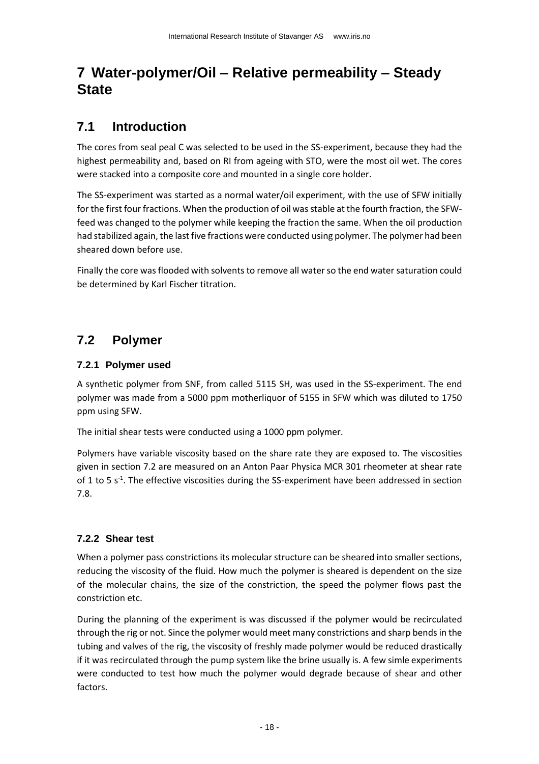# 7 Water-polymer/Oil – Relative permeability – Steady State

## 7.1 Introduction

The cores from seal peal C was selected to be used in the SS-experiment, because they had the highest permeability and, based on RI from ageing with STO, were the most oil wet. The cores were stacked into a composite core and mounted in a single core holder.

The SS-experiment was started as a normal water/oil experiment, with the use of SFW initially for the first four fractions. When the production of oil was stable at the fourth fraction, the SFW-feed was changed to the polymer while keeping the fraction the same. When the oil production had stabilized again, the last five fractions were conducted using polymer. The polymer had been sheared down before use.

Finally the core was flooded with solvents to remove all water so the end water saturation could be determined by Karl Fischer titration.

## 7.2 Polymer

### 7.2.1 Polymer used

A synthetic polymer from SNF, from called 5115 SH, was used in the SS-experiment. The end polymer was made from a 5000 ppm motherliquor of 5155 in SFW which was diluted to 1750 ppm using SFW.

The initial shear tests were conducted using a 1000 ppm polymer.

Polymers have variable viscosity based on the share rate they are exposed to. The viscosities given in section 7.2 are measured on an Anton Paar Physica MCR 301 rheometer at shear rate of 1 to 5 $s^{-1}$. The effective viscosities during the SS-experiment have been addressed in section 7.8.

### 7.2.2 Shear test

When a polymer pass constrictions its molecular structure can be sheared into smaller sections, reducing the viscosity of the fluid. How much the polymer is sheared is dependent on the size of the molecular chains, the size of the constriction, the speed the polymer flows past the constriction etc.

During the planning of the experiment is was discussed if the polymer would be recirculated through the rig or not. Since the polymer would meet many constrictions and sharp bends in the tubing and valves of the rig, the viscosity of freshly made polymer would be reduced drastically if it was recirculated through the pump system like the brine usually is. A few simle experiments were conducted to test how much the polymer would degrade because of shear and other factors.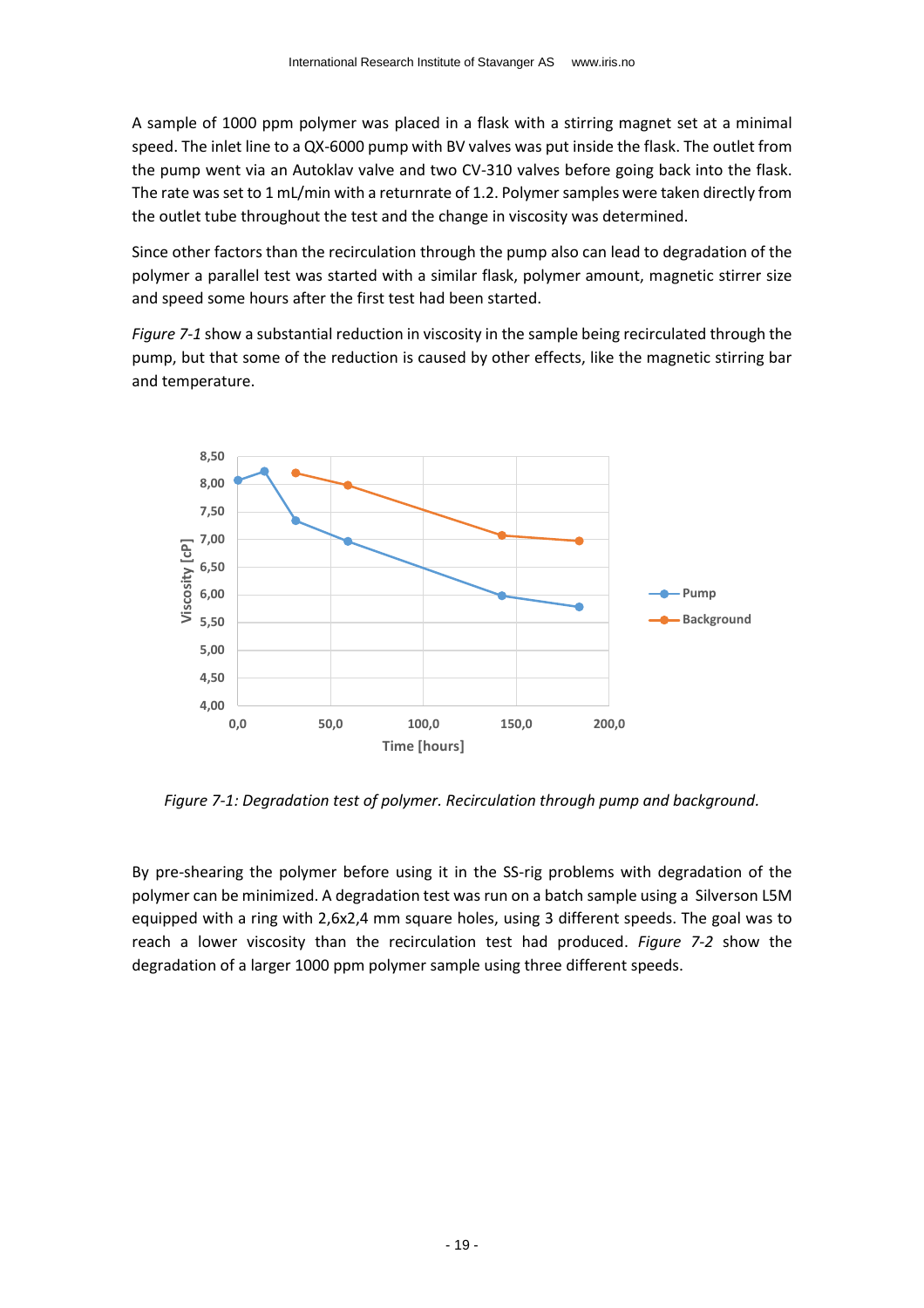A sample of 1000 ppm polymer was placed in a flask with a stirring magnet set at a minimal speed. The inlet line to a QX-6000 pump with BV valves was put inside the flask. The outlet from the pump went via an Autoklav valve and two CV-310 valves before going back into the flask. The rate was set to 1 mL/min with a returnrate of 1.2. Polymer samples were taken directly from the outlet tube throughout the test and the change in viscosity was determined.

Since other factors than the recirculation through the pump also can lead to degradation of the polymer a parallel test was started with a similar flask, polymer amount, magnetic stirrer size and speed some hours after the first test had been started.

*Figure 7-1* show a substantial reduction in viscosity in the sample being recirculated through the pump, but that some of the reduction is caused by other effects, like the magnetic stirring bar and temperature.

*Figure 7-1: Degradation test of polymer. Recirculation through pump and background.*

By pre-shearing the polymer before using it in the SS-rig problems with degradation of the polymer can be minimized. A degradation test was run on a batch sample using a Silverson L5M equipped with a ring with 2,6x2,4 mm square holes, using 3 different speeds. The goal was to reach a lower viscosity than the recirculation test had produced. *Figure 7-2* show the degradation of a larger 1000 ppm polymer sample using three different speeds.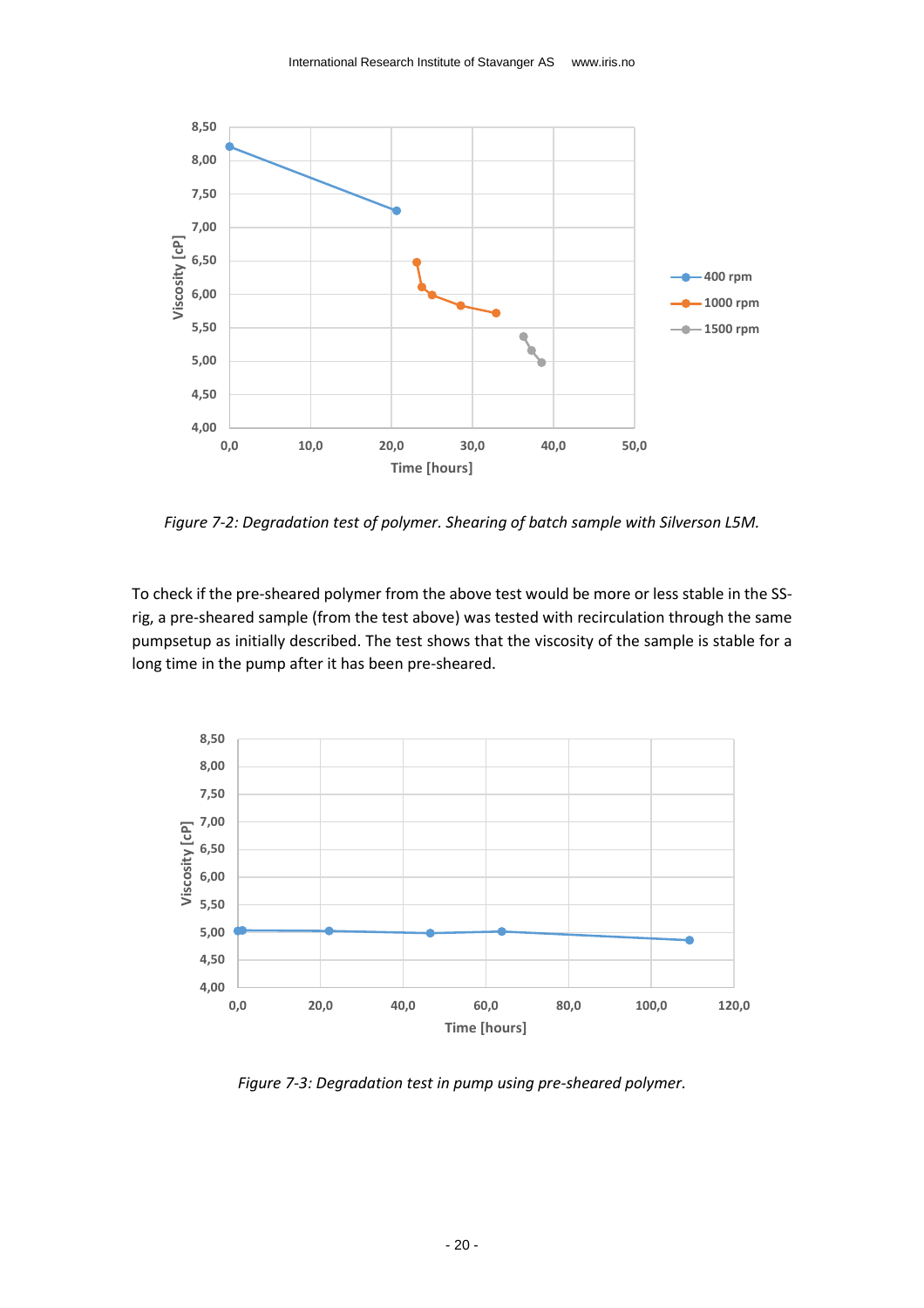*Figure 7-2: Degradation test of polymer. Shearing of batch sample with Silverson L5M.*

To check if the pre-sheared polymer from the above test would be more or less stable in the SS-rig, a pre-sheared sample (from the test above) was tested with recirculation through the same pumpsetup as initially described. The test shows that the viscosity of the sample is stable for a long time in the pump after it has been pre-sheared.

*Figure 7-3: Degradation test in pump using pre-sheared polymer.*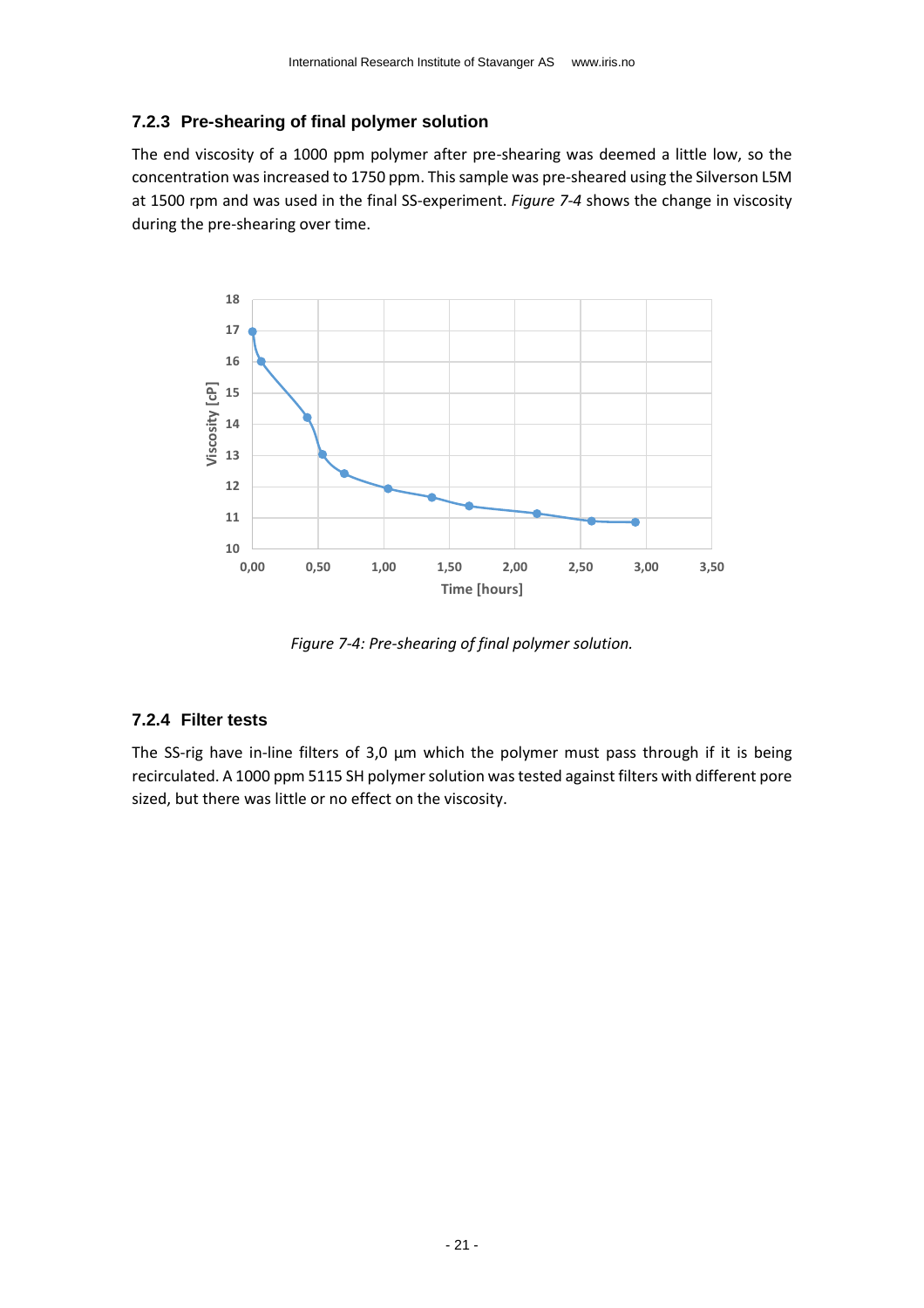### 7.2.3 Pre-shearing of final polymer solution

The end viscosity of a 1000 ppm polymer after pre-shearing was deemed a little low, so the concentration was increased to 1750 ppm. This sample was pre-sheared using the Silverson L5M at 1500 rpm and was used in the final SS-experiment. *Figure 7-4* shows the change in viscosity during the pre-shearing over time.

*Figure 7-4: Pre-shearing of final polymer solution.*

### 7.2.4 Filter tests

The SS-rig have in-line filters of 3,0 µm which the polymer must pass through if it is being recirculated. A 1000 ppm 5115 SH polymer solution was tested against filters with different pore sized, but there was little or no effect on the viscosity.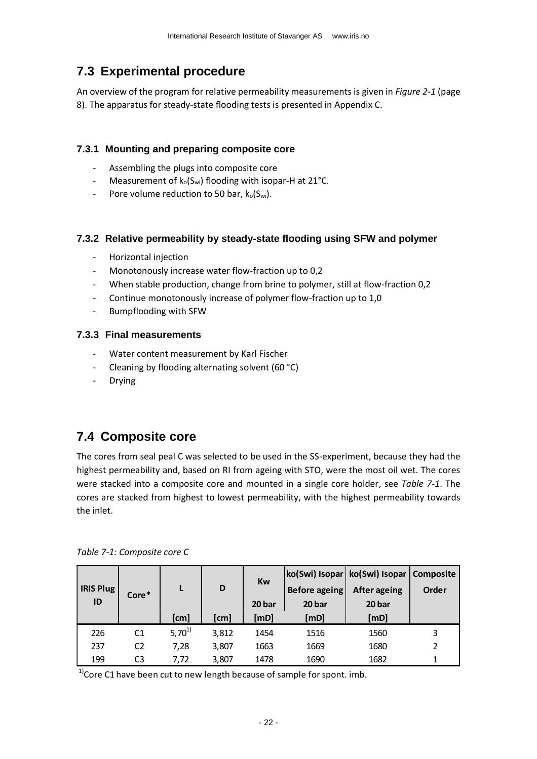## 7.3 Experimental procedure

An overview of the program for relative permeability measurements is given in *Figure 2-1* (page 8). The apparatus for steady-state flooding tests is presented in Appendix C.

### 7.3.1 Mounting and preparing composite core

- Assembling the plugs into composite core
- Measurement of $k_o(S_{wi})$ flooding with isopar-H at 21°C.
- Pore volume reduction to 50 bar, $k_o(S_{wi})$.

### 7.3.2 Relative permeability by steady-state flooding using SFW and polymer

- Horizontal injection
- Monotonously increase water flow-fraction up to 0,2
- When stable production, change from brine to polymer, still at flow-fraction 0,2
- Continue monotonously increase of polymer flow-fraction up to 1,0
- Bumpflooding with SFW

### 7.3.3 Final measurements

- Water content measurement by Karl Fischer
- Cleaning by flooding alternating solvent (60 °C)
- Drying

## 7.4 Composite core

The cores from seal peal C was selected to be used in the SS-experiment, because they had the highest permeability and, based on RI from ageing with STO, were the most oil wet. The cores were stacked into a composite core and mounted in a single core holder, see *Table 7-1*. The cores are stacked from highest to lowest permeability, with the highest permeability towards the inlet.

*Table 7-1: Composite core C*

| IRIS Plug ID | Core* | L | D | Kw 20 bar | ko(Swi) Isopar Before ageing 20 bar | ko(Swi) Isopar After ageing 20 bar | Composite Order |
|---|---|---|---|---|---|---|---|
| | | [cm] | [cm] | [mD] | [mD] | [mD] | |
| 226 | C1 | 5,70[1)] | 3,812 | 1454 | 1516 | 1560 | 3 |
| 237 | C2 | 7,28 | 3,807 | 1663 | 1669 | 1680 | 2 |
| 199 | C3 | 7,72 | 3,807 | 1478 | 1690 | 1682 | 1 |

[1)]Core C1 have been cut to new length because of sample for spont. imb.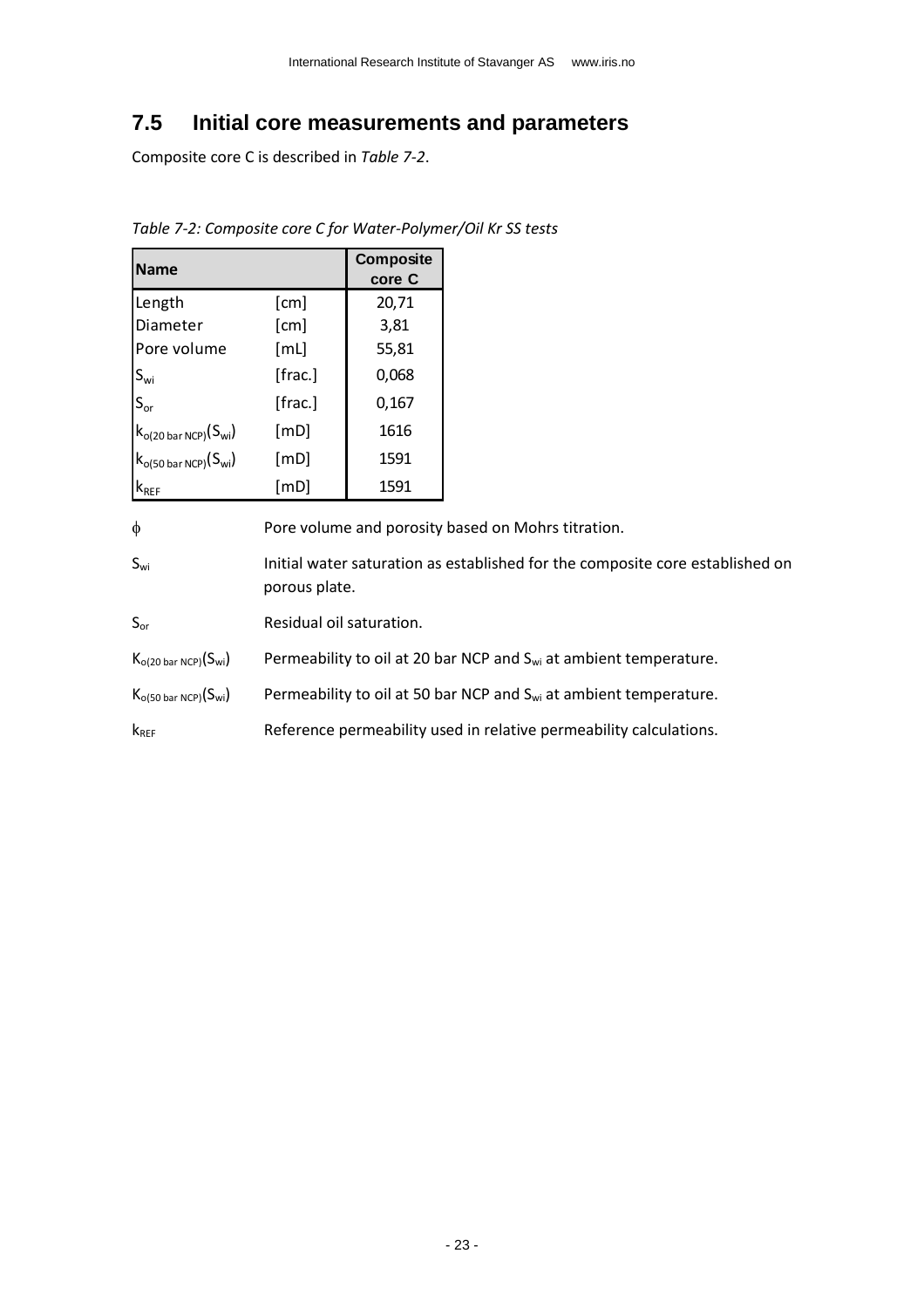## 7.5 Initial core measurements and parameters

Composite core C is described in *Table 7-2*.

*Table 7-2: Composite core C for Water-Polymer/Oil Kr SS tests*

| Name | | Composite core C |
|---|---|---|
| Length | [cm] | 20,71 |
| Diameter | [cm] | 3,81 |
| Pore volume | [mL] | 55,81 |
| $S_{wi}$ | [frac.] | 0,068 |
| $S_{or}$ | [frac.] | 0,167 |
| $k_{o(20\ bar\ NCP)}(S_{wi})$ | [mD] | 1616 |
| $k_{o(50\ bar\ NCP)}(S_{wi})$ | [mD] | 1591 |
| $k_{REF}$ | [mD] | 1591 |

$\phi$ — Pore volume and porosity based on Mohrs titration.

$S_{wi}$ — Initial water saturation as established for the composite core established on porous plate.

$S_{or}$ — Residual oil saturation.

$K_{o(20\ bar\ NCP)}(S_{wi})$ — Permeability to oil at 20 bar NCP and $S_{wi}$ at ambient temperature.

$K_{o(50\ bar\ NCP)}(S_{wi})$ — Permeability to oil at 50 bar NCP and $S_{wi}$ at ambient temperature.

$k_{REF}$ — Reference permeability used in relative permeability calculations.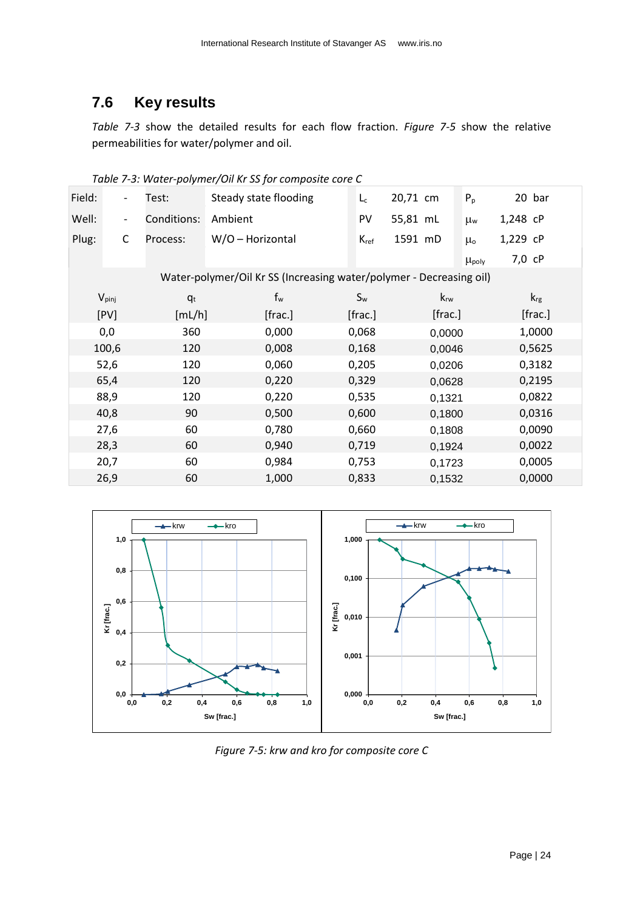## 7.6 Key results

*Table 7-3* show the detailed results for each flow fraction. *Figure 7-5* show the relative permeabilities for water/polymer and oil.

*Table 7-3: Water-polymer/Oil Kr SS for composite core C*

| Field: | - | Test: | Steady state flooding | $L_c$ | 20,71 cm | $P_p$ | 20 bar |
|---|---|---|---|---|---|---|---|
| Well: | - | Conditions: | Ambient | PV | 55,81 mL | $\mu_w$ | 1,248 cP |
| Plug: | C | Process: | W/O – Horizontal | $K_{ref}$ | 1591 mD | $\mu_o$ | 1,229 cP |
| | | | | | | $\mu_{poly}$ | 7,0 cP |

Water-polymer/Oil Kr SS (Increasing water/polymer - Decreasing oil)

| $V_{pinj}$ [PV] | $q_t$ [mL/h] | $f_w$ [frac.] | $S_w$ [frac.] | $k_{rw}$ [frac.] | $k_{rg}$ [frac.] |
|---|---|---|---|---|---|
| 0,0 | 360 | 0,000 | 0,068 | 0,0000 | 1,0000 |
| 100,6 | 120 | 0,008 | 0,168 | 0,0046 | 0,5625 |
| 52,6 | 120 | 0,060 | 0,205 | 0,0206 | 0,3182 |
| 65,4 | 120 | 0,220 | 0,329 | 0,0628 | 0,2195 |
| 88,9 | 120 | 0,220 | 0,535 | 0,1321 | 0,0822 |
| 40,8 | 90 | 0,500 | 0,600 | 0,1800 | 0,0316 |
| 27,6 | 60 | 0,780 | 0,660 | 0,1808 | 0,0090 |
| 28,3 | 60 | 0,940 | 0,719 | 0,1924 | 0,0022 |
| 20,7 | 60 | 0,984 | 0,753 | 0,1723 | 0,0005 |
| 26,9 | 60 | 1,000 | 0,833 | 0,1532 | 0,0000 |

*Figure 7-5: krw and kro for composite core C*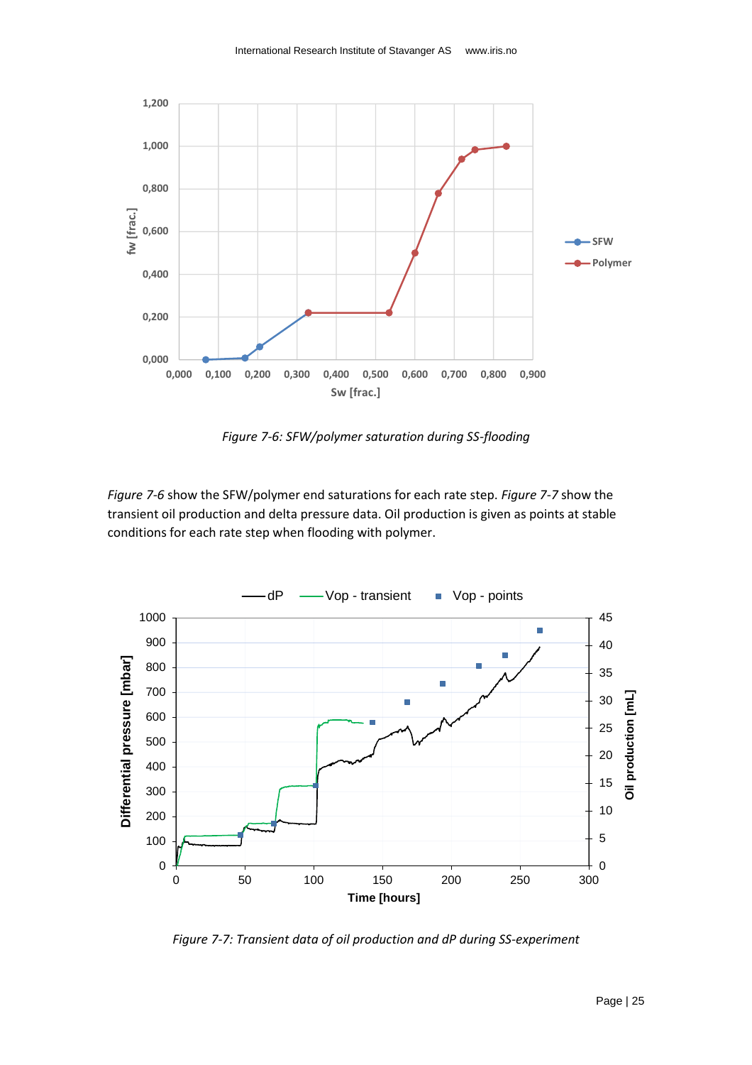*Figure 7-6: SFW/polymer saturation during SS-flooding*

*Figure 7-6* show the SFW/polymer end saturations for each rate step. *Figure 7-7* show the transient oil production and delta pressure data. Oil production is given as points at stable conditions for each rate step when flooding with polymer.

*Figure 7-7: Transient data of oil production and dP during SS-experiment*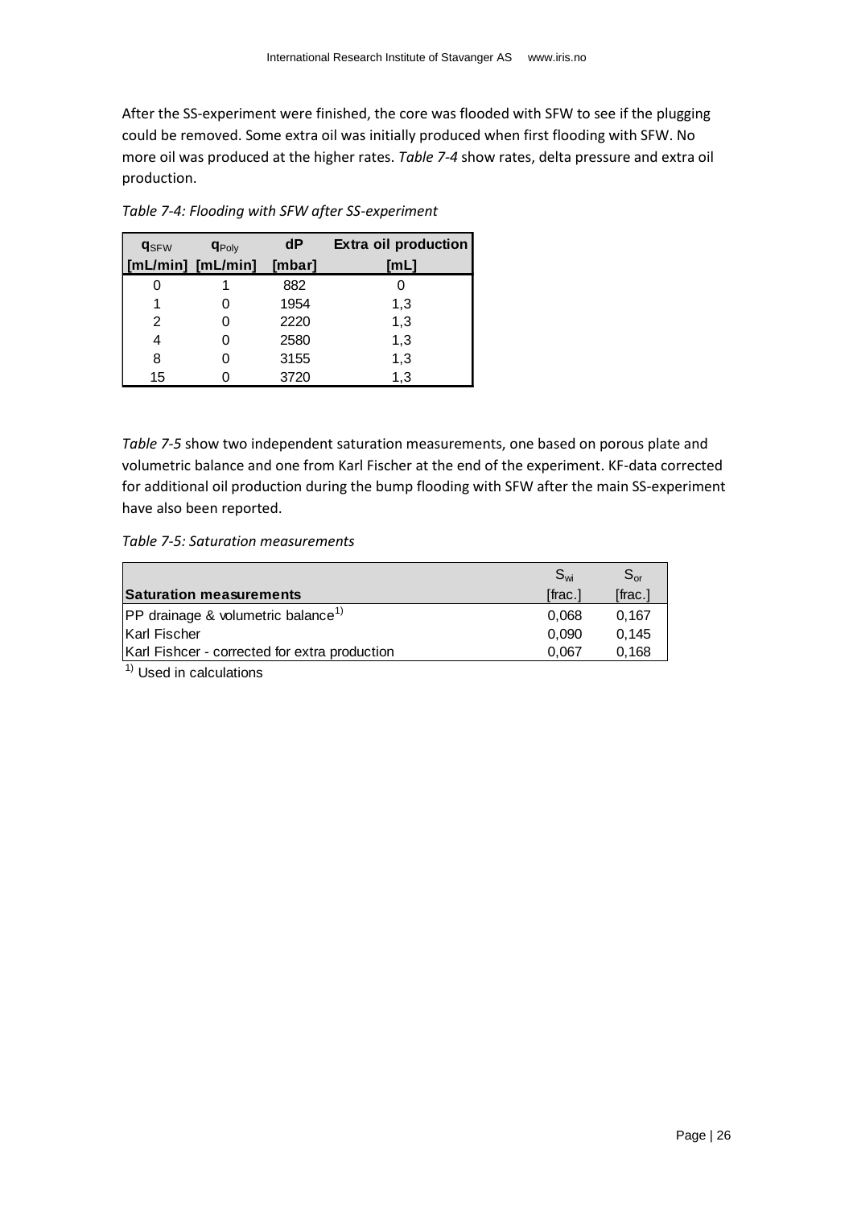After the SS-experiment were finished, the core was flooded with SFW to see if the plugging could be removed. Some extra oil was initially produced when first flooding with SFW. No more oil was produced at the higher rates. *Table 7-4* show rates, delta pressure and extra oil production.

*Table 7-4: Flooding with SFW after SS-experiment*

| $q_{SFW}$ [mL/min] | $q_{Poly}$ [mL/min] | dP [mbar] | Extra oil production [mL] |
|---|---|---|---|
| 0 | 1 | 882 | 0 |
| 1 | 0 | 1954 | 1,3 |
| 2 | 0 | 2220 | 1,3 |
| 4 | 0 | 2580 | 1,3 |
| 8 | 0 | 3155 | 1,3 |
| 15 | 0 | 3720 | 1,3 |

*Table 7-5* show two independent saturation measurements, one based on porous plate and volumetric balance and one from Karl Fischer at the end of the experiment. KF-data corrected for additional oil production during the bump flooding with SFW after the main SS-experiment have also been reported.

*Table 7-5: Saturation measurements*

| Saturation measurements | $S_{wi}$ [frac.] | $S_{or}$ [frac.] |
|---|---|---|
| PP drainage & volumetric balance[1) ] | 0,068 | 0,167 |
| Karl Fischer | 0,090 | 0,145 |
| Karl Fishcer - corrected for extra production | 0,067 | 0,168 |

[1)] Used in calculations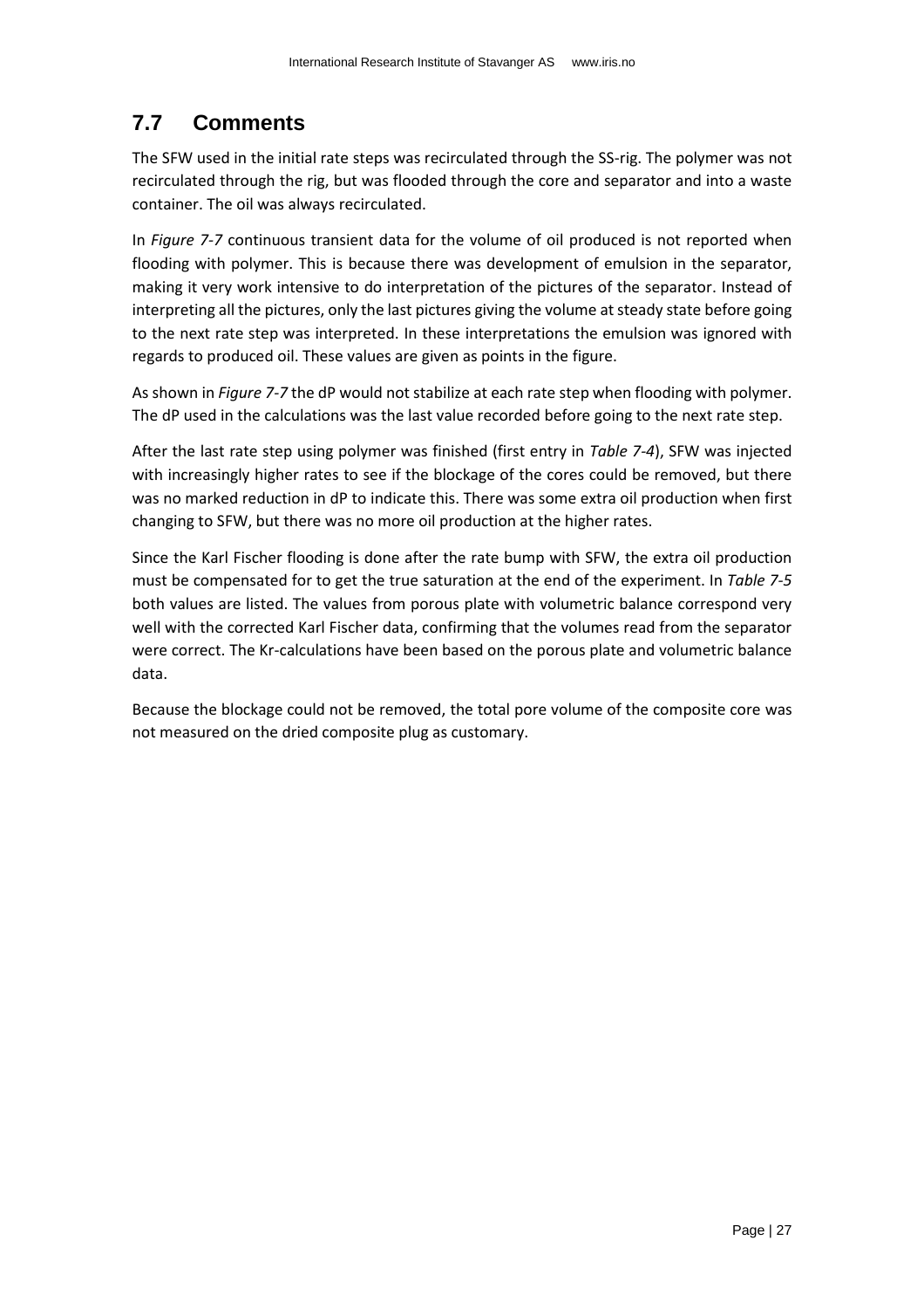## 7.7 Comments

The SFW used in the initial rate steps was recirculated through the SS-rig. The polymer was not recirculated through the rig, but was flooded through the core and separator and into a waste container. The oil was always recirculated.

In *Figure 7-7* continuous transient data for the volume of oil produced is not reported when flooding with polymer. This is because there was development of emulsion in the separator, making it very work intensive to do interpretation of the pictures of the separator. Instead of interpreting all the pictures, only the last pictures giving the volume at steady state before going to the next rate step was interpreted. In these interpretations the emulsion was ignored with regards to produced oil. These values are given as points in the figure.

As shown in *Figure 7-7* the dP would not stabilize at each rate step when flooding with polymer. The dP used in the calculations was the last value recorded before going to the next rate step.

After the last rate step using polymer was finished (first entry in *Table 7-4*), SFW was injected with increasingly higher rates to see if the blockage of the cores could be removed, but there was no marked reduction in dP to indicate this. There was some extra oil production when first changing to SFW, but there was no more oil production at the higher rates.

Since the Karl Fischer flooding is done after the rate bump with SFW, the extra oil production must be compensated for to get the true saturation at the end of the experiment. In *Table 7-5* both values are listed. The values from porous plate with volumetric balance correspond very well with the corrected Karl Fischer data, confirming that the volumes read from the separator were correct. The Kr-calculations have been based on the porous plate and volumetric balance data.

Because the blockage could not be removed, the total pore volume of the composite core was not measured on the dried composite plug as customary.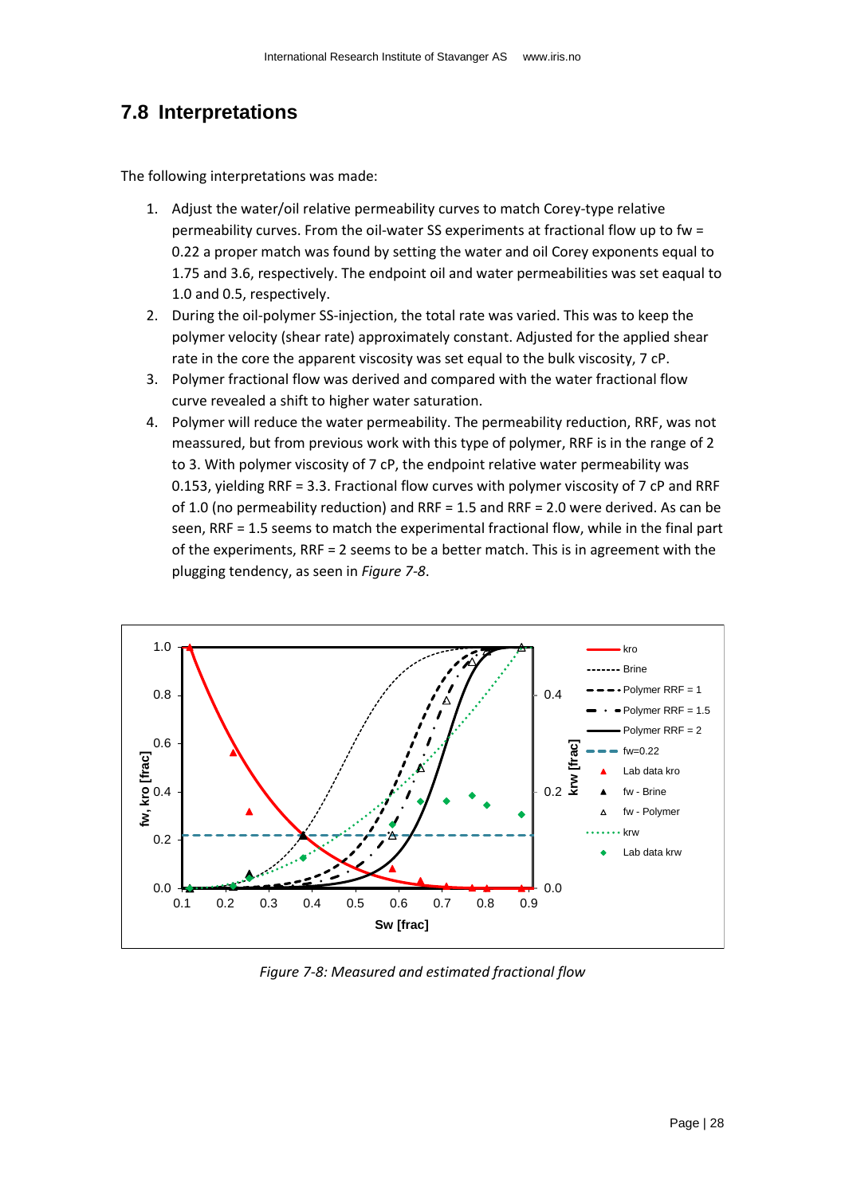## 7.8 Interpretations

The following interpretations was made:

1. Adjust the water/oil relative permeability curves to match Corey-type relative permeability curves. From the oil-water SS experiments at fractional flow up to fw = 0.22 a proper match was found by setting the water and oil Corey exponents equal to 1.75 and 3.6, respectively. The endpoint oil and water permeabilities was set eaqual to 1.0 and 0.5, respectively.
2. During the oil-polymer SS-injection, the total rate was varied. This was to keep the polymer velocity (shear rate) approximately constant. Adjusted for the applied shear rate in the core the apparent viscosity was set equal to the bulk viscosity, 7 cP.
3. Polymer fractional flow was derived and compared with the water fractional flow curve revealed a shift to higher water saturation.
4. Polymer will reduce the water permeability. The permeability reduction, RRF, was not meassured, but from previous work with this type of polymer, RRF is in the range of 2 to 3. With polymer viscosity of 7 cP, the endpoint relative water permeability was 0.153, yielding RRF = 3.3. Fractional flow curves with polymer viscosity of 7 cP and RRF of 1.0 (no permeability reduction) and RRF = 1.5 and RRF = 2.0 were derived. As can be seen, RRF = 1.5 seems to match the experimental fractional flow, while in the final part of the experiments, RRF = 2 seems to be a better match. This is in agreement with the plugging tendency, as seen in *Figure 7-8*.

*Figure 7-8: Measured and estimated fractional flow*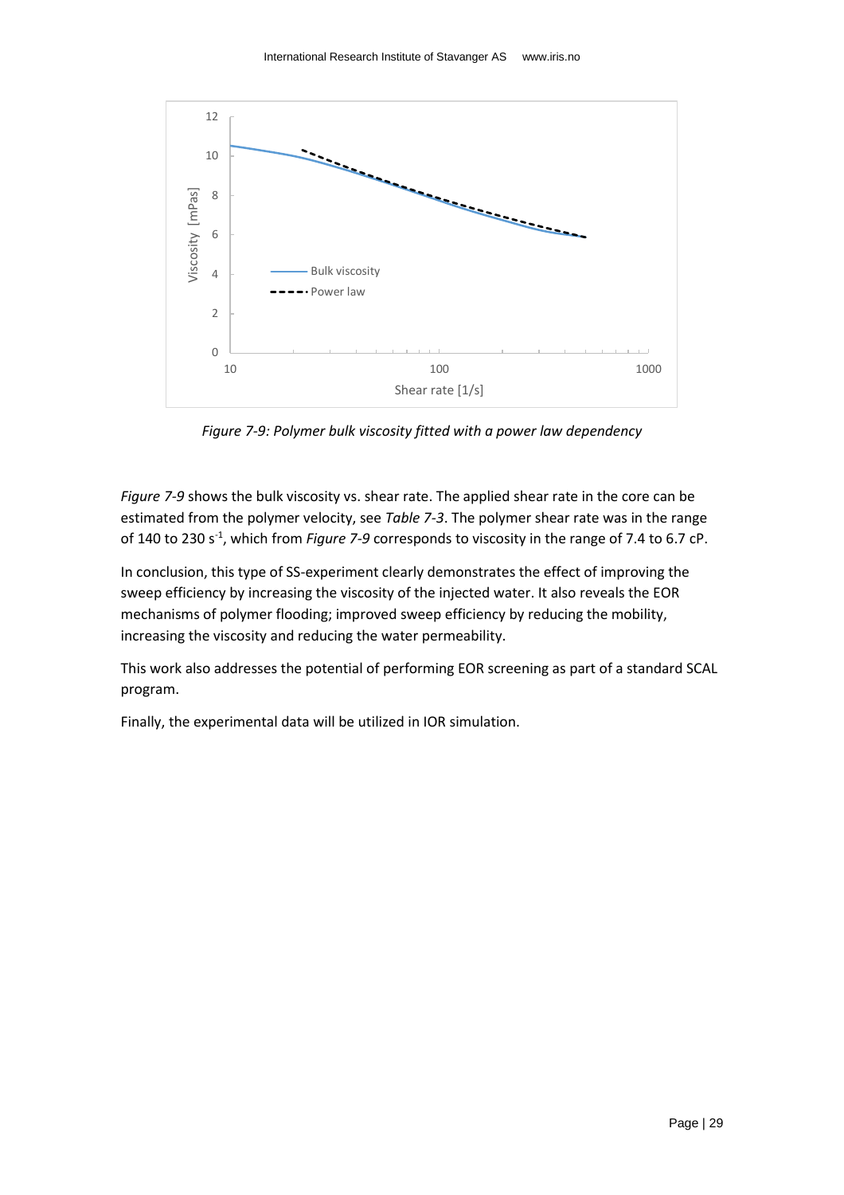*Figure 7-9: Polymer bulk viscosity fitted with a power law dependency*

*Figure 7-9* shows the bulk viscosity vs. shear rate. The applied shear rate in the core can be estimated from the polymer velocity, see *Table 7-3*. The polymer shear rate was in the range of 140 to 230 $s^{-1}$, which from *Figure 7-9* corresponds to viscosity in the range of 7.4 to 6.7 cP.

In conclusion, this type of SS-experiment clearly demonstrates the effect of improving the sweep efficiency by increasing the viscosity of the injected water. It also reveals the EOR mechanisms of polymer flooding; improved sweep efficiency by reducing the mobility, increasing the viscosity and reducing the water permeability.

This work also addresses the potential of performing EOR screening as part of a standard SCAL program.

Finally, the experimental data will be utilized in IOR simulation.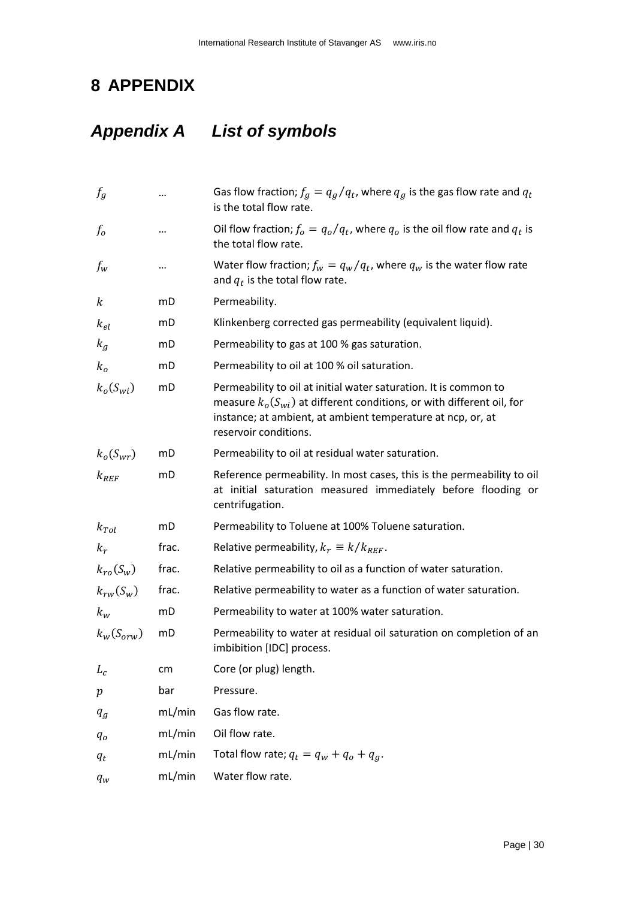# 8 APPENDIX

## Appendix A List of symbols

| | | |
|---|---|---|
| $f_g$ | … | Gas flow fraction; $f_g = q_g/q_t$, where $q_g$ is the gas flow rate and $q_t$ is the total flow rate. |
| $f_o$ | … | Oil flow fraction; $f_o = q_o/q_t$, where $q_o$ is the oil flow rate and $q_t$ is the total flow rate. |
| $f_w$ | … | Water flow fraction; $f_w = q_w/q_t$, where $q_w$ is the water flow rate and $q_t$ is the total flow rate. |
| $k$ | mD | Permeability. |
| $k_{el}$ | mD | Klinkenberg corrected gas permeability (equivalent liquid). |
| $k_g$ | mD | Permeability to gas at 100 % gas saturation. |
| $k_o$ | mD | Permeability to oil at 100 % oil saturation. |
| $k_o(S_{wi})$ | mD | Permeability to oil at initial water saturation. It is common to measure $k_o(S_{wi})$ at different conditions, or with different oil, for instance; at ambient, at ambient temperature at ncp, or, at reservoir conditions. |
| $k_o(S_{wr})$ | mD | Permeability to oil at residual water saturation. |
| $k_{REF}$ | mD | Reference permeability. In most cases, this is the permeability to oil at initial saturation measured immediately before flooding or centrifugation. |
| $k_{Tol}$ | mD | Permeability to Toluene at 100% Toluene saturation. |
| $k_r$ | frac. | Relative permeability, $k_r \equiv k/k_{REF}$. |
| $k_{ro}(S_w)$ | frac. | Relative permeability to oil as a function of water saturation. |
| $k_{rw}(S_w)$ | frac. | Relative permeability to water as a function of water saturation. |
| $k_w$ | mD | Permeability to water at 100% water saturation. |
| $k_w(S_{orw})$ | mD | Permeability to water at residual oil saturation on completion of an imbibition [IDC] process. |
| $L_c$ | cm | Core (or plug) length. |
| $p$ | bar | Pressure. |
| $q_g$ | mL/min | Gas flow rate. |
| $q_o$ | mL/min | Oil flow rate. |
| $q_t$ | mL/min | Total flow rate; $q_t = q_w + q_o + q_g$. |
| $q_w$ | mL/min | Water flow rate. |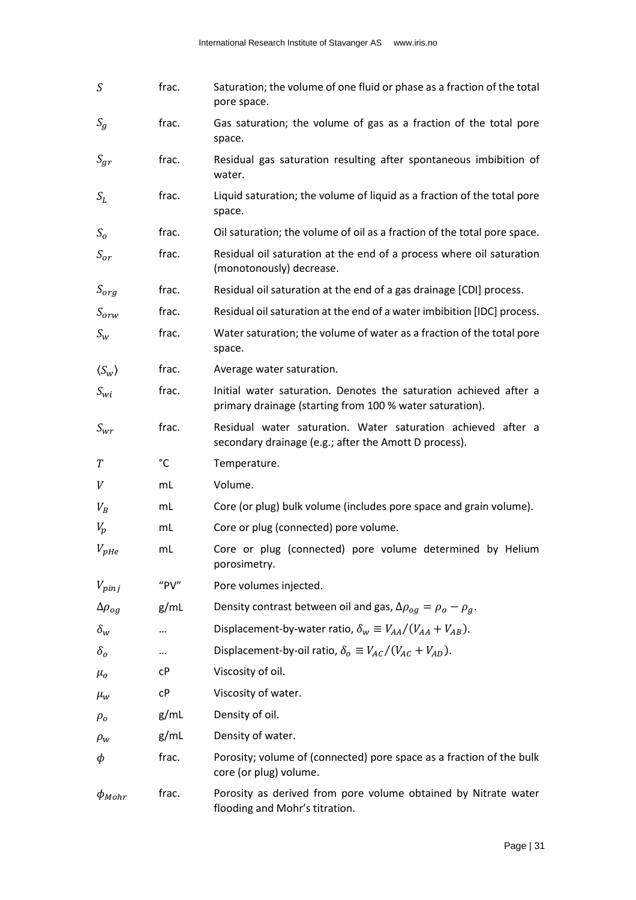| | | |
|---|---|---|
| $S$ | frac. | Saturation; the volume of one fluid or phase as a fraction of the total pore space. |
| $S_g$ | frac. | Gas saturation; the volume of gas as a fraction of the total pore space. |
| $S_{gr}$ | frac. | Residual gas saturation resulting after spontaneous imbibition of water. |
| $S_L$ | frac. | Liquid saturation; the volume of liquid as a fraction of the total pore space. |
| $S_o$ | frac. | Oil saturation; the volume of oil as a fraction of the total pore space. |
| $S_{or}$ | frac. | Residual oil saturation at the end of a process where oil saturation (monotonously) decrease. |
| $S_{org}$ | frac. | Residual oil saturation at the end of a gas drainage [CDI] process. |
| $S_{orw}$ | frac. | Residual oil saturation at the end of a water imbibition [IDC] process. |
| $S_w$ | frac. | Water saturation; the volume of water as a fraction of the total pore space. |
| $\langle S_w \rangle$ | frac. | Average water saturation. |
| $S_{wi}$ | frac. | Initial water saturation. Denotes the saturation achieved after a primary drainage (starting from 100 % water saturation). |
| $S_{wr}$ | frac. | Residual water saturation. Water saturation achieved after a secondary drainage (e.g.; after the Amott D process). |
| $T$ | °C | Temperature. |
| $V$ | mL | Volume. |
| $V_B$ | mL | Core (or plug) bulk volume (includes pore space and grain volume). |
| $V_p$ | mL | Core or plug (connected) pore volume. |
| $V_{pHe}$ | mL | Core or plug (connected) pore volume determined by Helium porosimetry. |
| $V_{pinj}$ | "PV" | Pore volumes injected. |
| $\Delta\rho_{og}$ | g/mL | Density contrast between oil and gas, $\Delta\rho_{og} = \rho_o - \rho_g$. |
| $\delta_w$ | … | Displacement-by-water ratio, $\delta_w \equiv V_{AA}/(V_{AA} + V_{AB})$. |
| $\delta_o$ | … | Displacement-by-oil ratio, $\delta_o \equiv V_{AC}/(V_{AC} + V_{AD})$. |
| $\mu_o$ | cP | Viscosity of oil. |
| $\mu_w$ | cP | Viscosity of water. |
| $\rho_o$ | g/mL | Density of oil. |
| $\rho_w$ | g/mL | Density of water. |
| $\phi$ | frac. | Porosity; volume of (connected) pore space as a fraction of the bulk core (or plug) volume. |
| $\phi_{Mohr}$ | frac. | Porosity as derived from pore volume obtained by Nitrate water flooding and Mohr's titration. |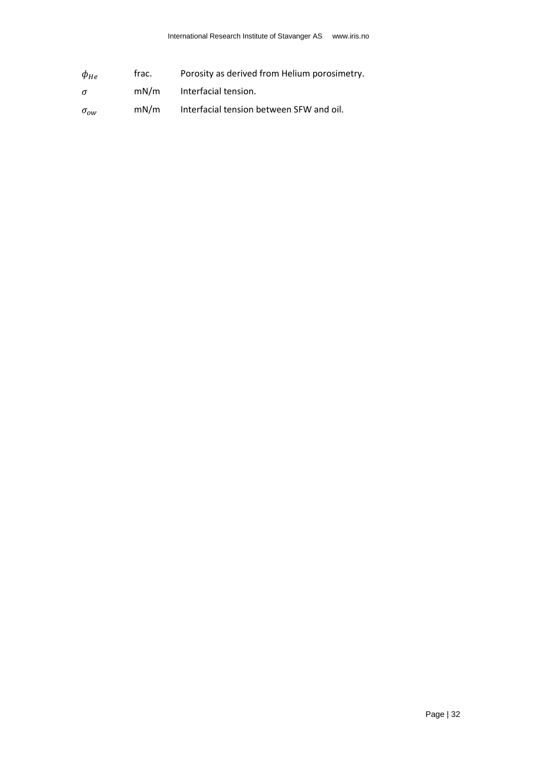| | | |
|---|---|---|
| $\phi_{He}$ | frac. | Porosity as derived from Helium porosimetry. |
| $\sigma$ | mN/m | Interfacial tension. |
| $\sigma_{ow}$ | mN/m | Interfacial tension between SFW and oil. |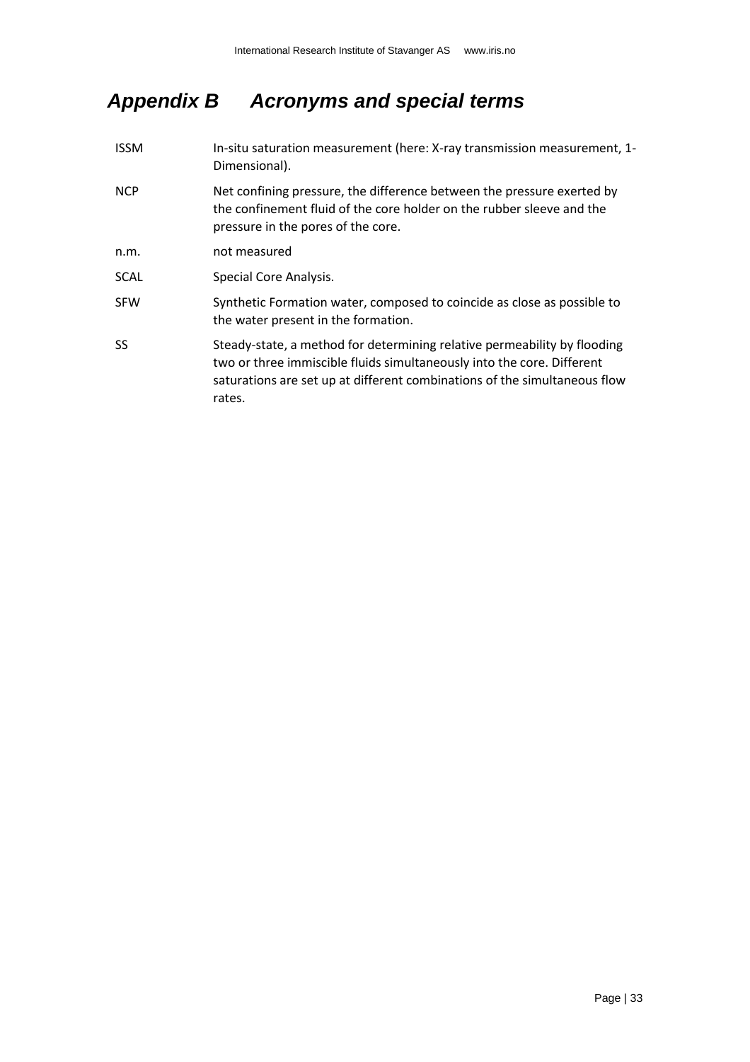# *Appendix B Acronyms and special terms*

| | |
|---|---|
| ISSM | In-situ saturation measurement (here: X-ray transmission measurement, 1-Dimensional). |
| NCP | Net confining pressure, the difference between the pressure exerted by the confinement fluid of the core holder on the rubber sleeve and the pressure in the pores of the core. |
| n.m. | not measured |
| SCAL | Special Core Analysis. |
| SFW | Synthetic Formation water, composed to coincide as close as possible to the water present in the formation. |
| SS | Steady-state, a method for determining relative permeability by flooding two or three immiscible fluids simultaneously into the core. Different saturations are set up at different combinations of the simultaneous flow rates. |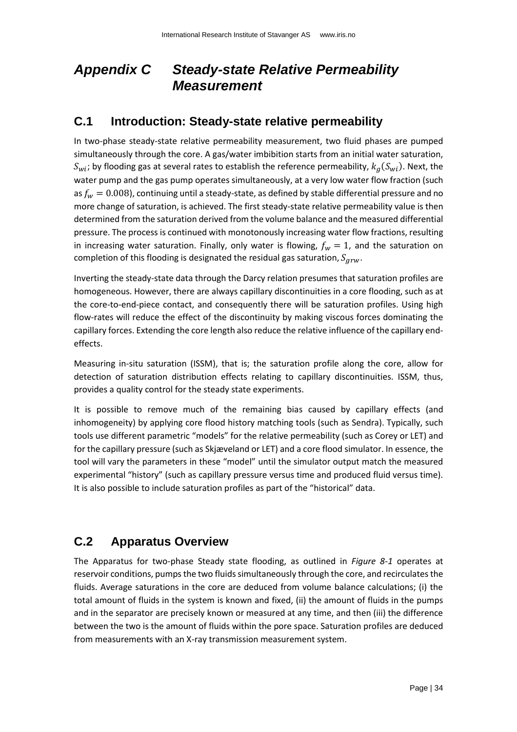# Appendix C Steady-state Relative Permeability Measurement

## C.1 Introduction: Steady-state relative permeability

In two-phase steady-state relative permeability measurement, two fluid phases are pumped simultaneously through the core. A gas/water imbibition starts from an initial water saturation, $S_{wi}$; by flooding gas at several rates to establish the reference permeability, $k_g(S_{wi})$. Next, the water pump and the gas pump operates simultaneously, at a very low water flow fraction (such as $f_w = 0.008$), continuing until a steady-state, as defined by stable differential pressure and no more change of saturation, is achieved. The first steady-state relative permeability value is then determined from the saturation derived from the volume balance and the measured differential pressure. The process is continued with monotonously increasing water flow fractions, resulting in increasing water saturation. Finally, only water is flowing, $f_w = 1$, and the saturation on completion of this flooding is designated the residual gas saturation, $S_{grw}$.

Inverting the steady-state data through the Darcy relation presumes that saturation profiles are homogeneous. However, there are always capillary discontinuities in a core flooding, such as at the core-to-end-piece contact, and consequently there will be saturation profiles. Using high flow-rates will reduce the effect of the discontinuity by making viscous forces dominating the capillary forces. Extending the core length also reduce the relative influence of the capillary end-effects.

Measuring in-situ saturation (ISSM), that is; the saturation profile along the core, allow for detection of saturation distribution effects relating to capillary discontinuities. ISSM, thus, provides a quality control for the steady state experiments.

It is possible to remove much of the remaining bias caused by capillary effects (and inhomogeneity) by applying core flood history matching tools (such as Sendra). Typically, such tools use different parametric "models" for the relative permeability (such as Corey or LET) and for the capillary pressure (such as Skjæveland or LET) and a core flood simulator. In essence, the tool will vary the parameters in these "model" until the simulator output match the measured experimental "history" (such as capillary pressure versus time and produced fluid versus time). It is also possible to include saturation profiles as part of the "historical" data.

## C.2 Apparatus Overview

The Apparatus for two-phase Steady state flooding, as outlined in *Figure 8-1* operates at reservoir conditions, pumps the two fluids simultaneously through the core, and recirculates the fluids. Average saturations in the core are deduced from volume balance calculations; (i) the total amount of fluids in the system is known and fixed, (ii) the amount of fluids in the pumps and in the separator are precisely known or measured at any time, and then (iii) the difference between the two is the amount of fluids within the pore space. Saturation profiles are deduced from measurements with an X-ray transmission measurement system.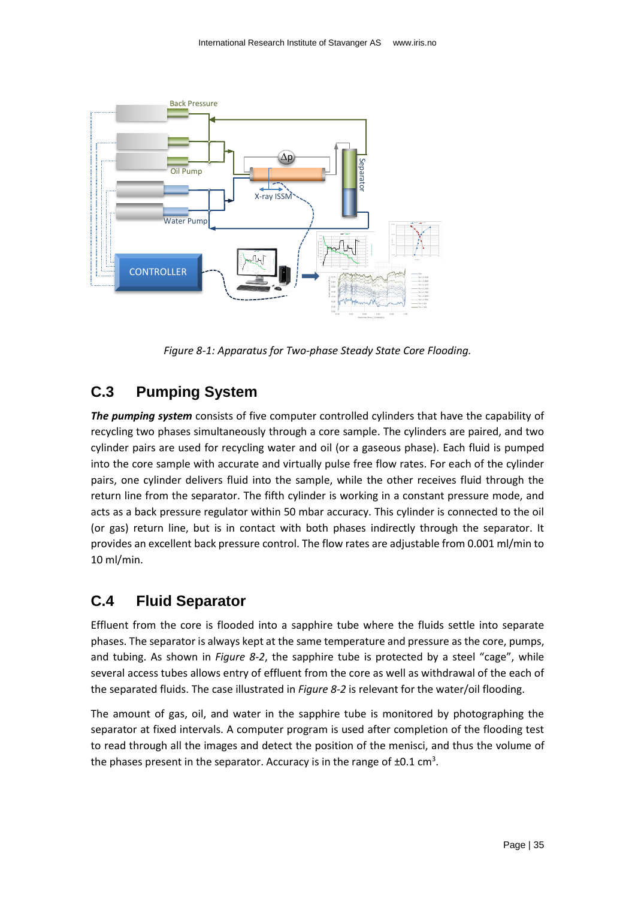*Figure 8-1: Apparatus for Two-phase Steady State Core Flooding.*

## C.3 Pumping System

***The pumping system*** consists of five computer controlled cylinders that have the capability of recycling two phases simultaneously through a core sample. The cylinders are paired, and two cylinder pairs are used for recycling water and oil (or a gaseous phase). Each fluid is pumped into the core sample with accurate and virtually pulse free flow rates. For each of the cylinder pairs, one cylinder delivers fluid into the sample, while the other receives fluid through the return line from the separator. The fifth cylinder is working in a constant pressure mode, and acts as a back pressure regulator within 50 mbar accuracy. This cylinder is connected to the oil (or gas) return line, but is in contact with both phases indirectly through the separator. It provides an excellent back pressure control. The flow rates are adjustable from 0.001 ml/min to 10 ml/min.

## C.4 Fluid Separator

Effluent from the core is flooded into a sapphire tube where the fluids settle into separate phases. The separator is always kept at the same temperature and pressure as the core, pumps, and tubing. As shown in *Figure 8-2*, the sapphire tube is protected by a steel "cage", while several access tubes allows entry of effluent from the core as well as withdrawal of the each of the separated fluids. The case illustrated in *Figure 8-2* is relevant for the water/oil flooding.

The amount of gas, oil, and water in the sapphire tube is monitored by photographing the separator at fixed intervals. A computer program is used after completion of the flooding test to read through all the images and detect the position of the menisci, and thus the volume of the phases present in the separator. Accuracy is in the range of ±0.1 $cm^3$.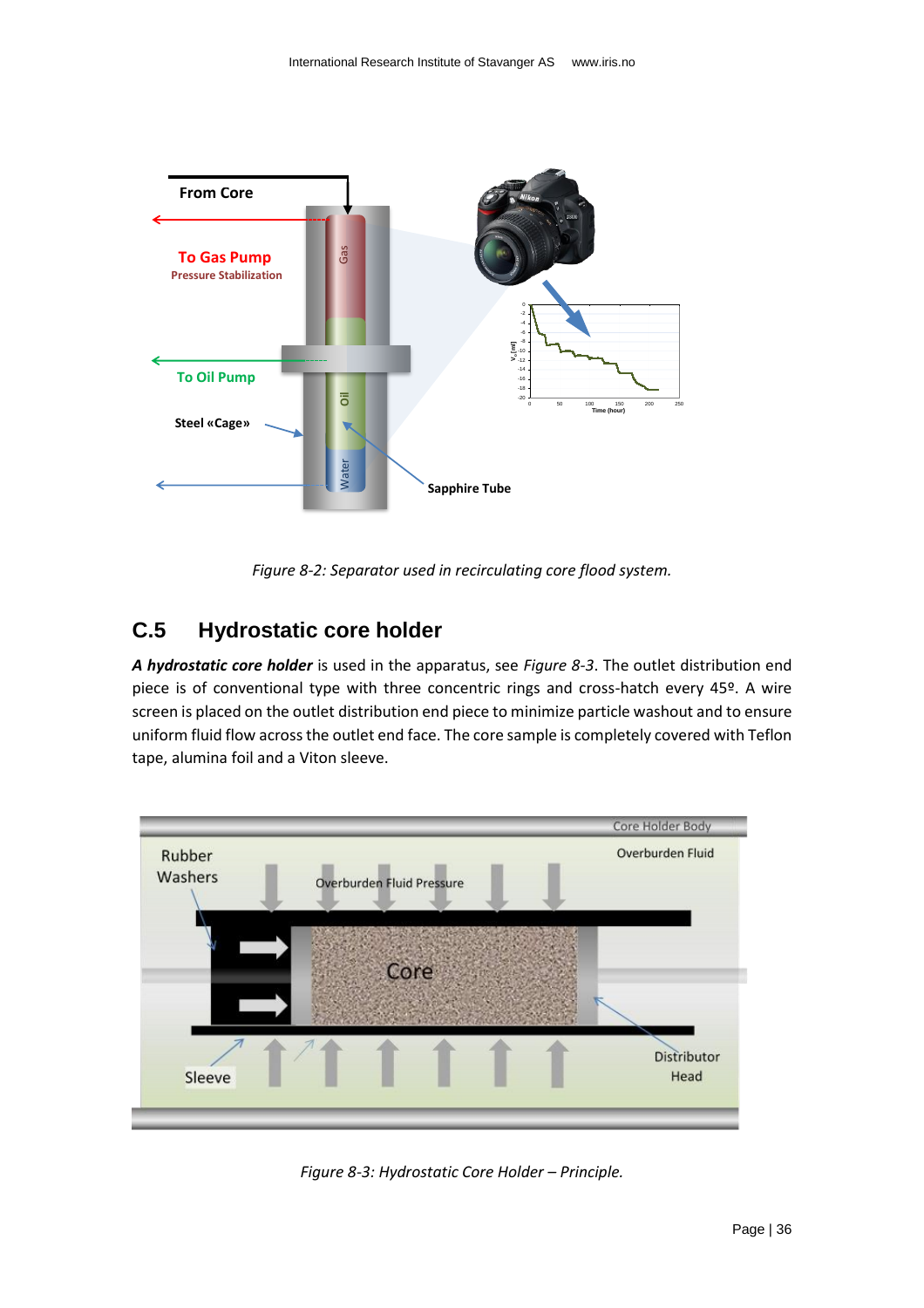*Figure 8-2: Separator used in recirculating core flood system.*

## C.5 Hydrostatic core holder

***A hydrostatic core holder*** is used in the apparatus, see *Figure 8-3*. The outlet distribution end piece is of conventional type with three concentric rings and cross-hatch every 45º. A wire screen is placed on the outlet distribution end piece to minimize particle washout and to ensure uniform fluid flow across the outlet end face. The core sample is completely covered with Teflon tape, alumina foil and a Viton sleeve.

*Figure 8-3: Hydrostatic Core Holder – Principle.*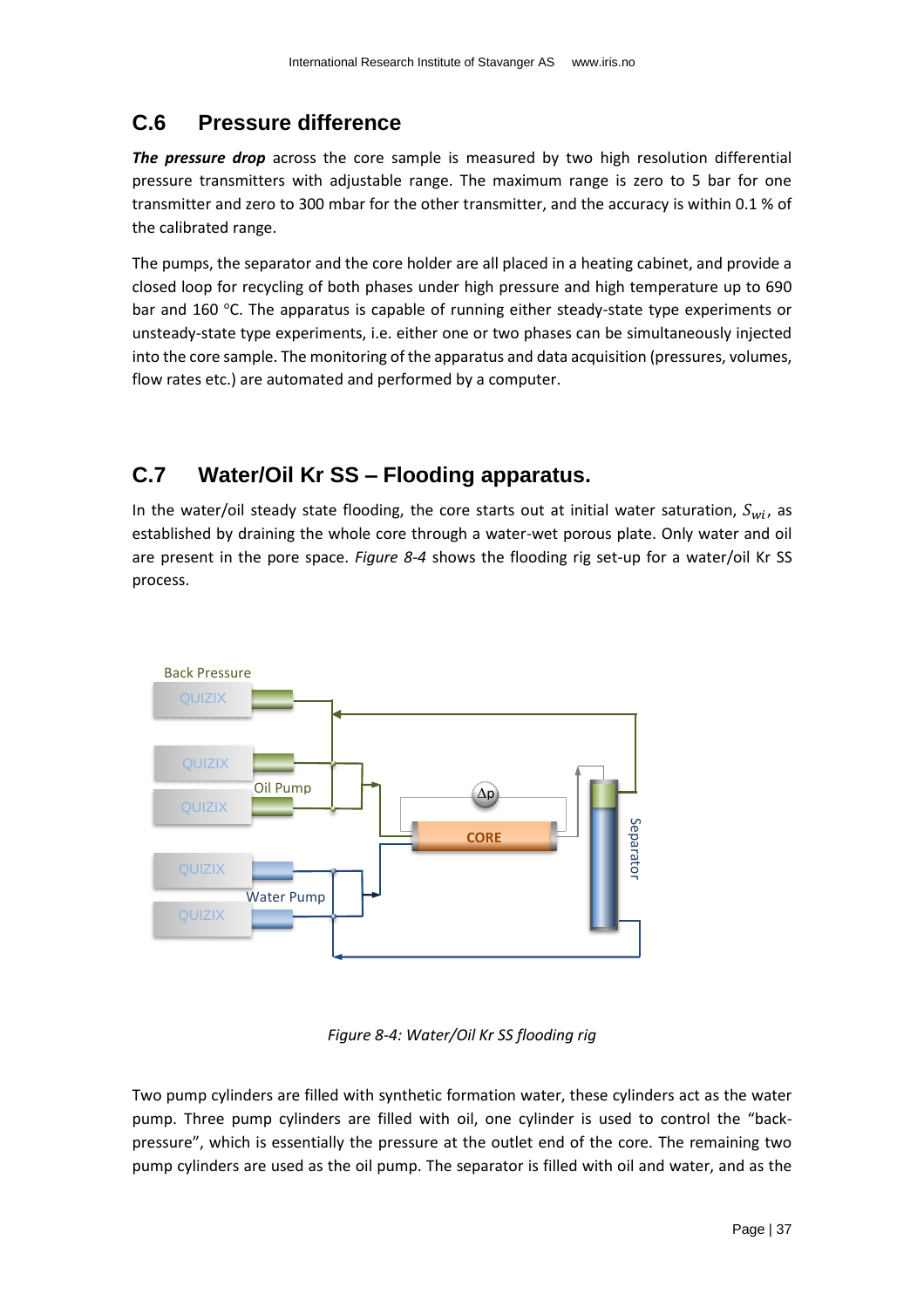## C.6 Pressure difference

***The pressure drop*** across the core sample is measured by two high resolution differential pressure transmitters with adjustable range. The maximum range is zero to 5 bar for one transmitter and zero to 300 mbar for the other transmitter, and the accuracy is within 0.1 % of the calibrated range.

The pumps, the separator and the core holder are all placed in a heating cabinet, and provide a closed loop for recycling of both phases under high pressure and high temperature up to 690 bar and 160 °C. The apparatus is capable of running either steady-state type experiments or unsteady-state type experiments, i.e. either one or two phases can be simultaneously injected into the core sample. The monitoring of the apparatus and data acquisition (pressures, volumes, flow rates etc.) are automated and performed by a computer.

## C.7 Water/Oil Kr SS – Flooding apparatus.

In the water/oil steady state flooding, the core starts out at initial water saturation, $S_{wi}$, as established by draining the whole core through a water-wet porous plate. Only water and oil are present in the pore space. *Figure 8-4* shows the flooding rig set-up for a water/oil Kr SS process.

*Figure 8-4: Water/Oil Kr SS flooding rig*

Two pump cylinders are filled with synthetic formation water, these cylinders act as the water pump. Three pump cylinders are filled with oil, one cylinder is used to control the "back-pressure", which is essentially the pressure at the outlet end of the core. The remaining two pump cylinders are used as the oil pump. The separator is filled with oil and water, and as the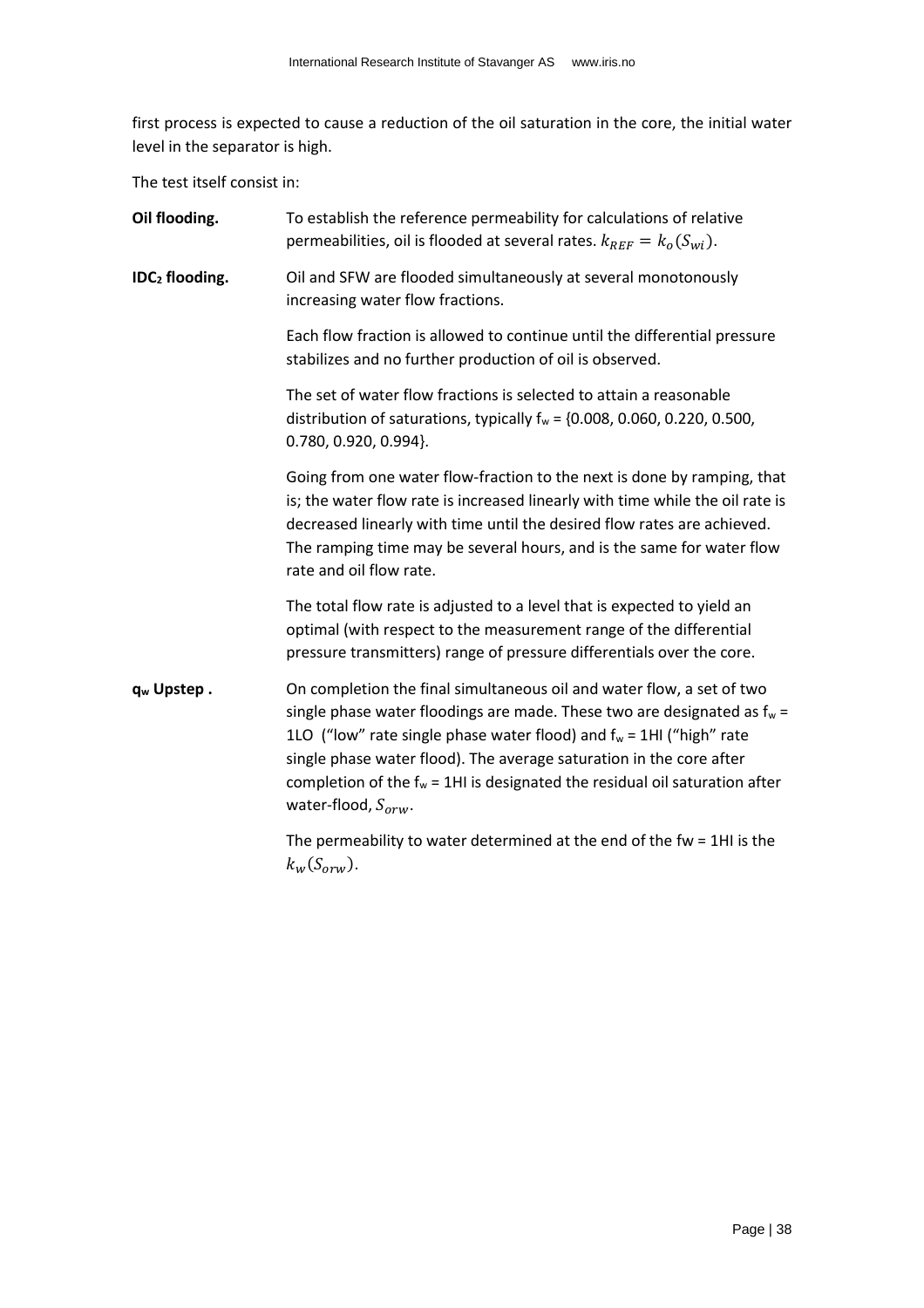first process is expected to cause a reduction of the oil saturation in the core, the initial water level in the separator is high.

The test itself consist in:

**Oil flooding.** To establish the reference permeability for calculations of relative permeabilities, oil is flooded at several rates. $k_{REF} = k_o(S_{wi})$.

**$IDC_2$ flooding.** Oil and SFW are flooded simultaneously at several monotonously increasing water flow fractions.

Each flow fraction is allowed to continue until the differential pressure stabilizes and no further production of oil is observed.

The set of water flow fractions is selected to attain a reasonable distribution of saturations, typically $f_w$ = {0.008, 0.060, 0.220, 0.500, 0.780, 0.920, 0.994}.

Going from one water flow-fraction to the next is done by ramping, that is; the water flow rate is increased linearly with time while the oil rate is decreased linearly with time until the desired flow rates are achieved. The ramping time may be several hours, and is the same for water flow rate and oil flow rate.

The total flow rate is adjusted to a level that is expected to yield an optimal (with respect to the measurement range of the differential pressure transmitters) range of pressure differentials over the core.

**$q_w$ Upstep .** On completion the final simultaneous oil and water flow, a set of two single phase water floodings are made. These two are designated as $f_w$ = 1LO ("low" rate single phase water flood) and $f_w$ = 1HI ("high" rate single phase water flood). The average saturation in the core after completion of the $f_w$ = 1HI is designated the residual oil saturation after water-flood, $S_{orw}$.

The permeability to water determined at the end of the fw = 1HI is the $k_w(S_{orw})$.